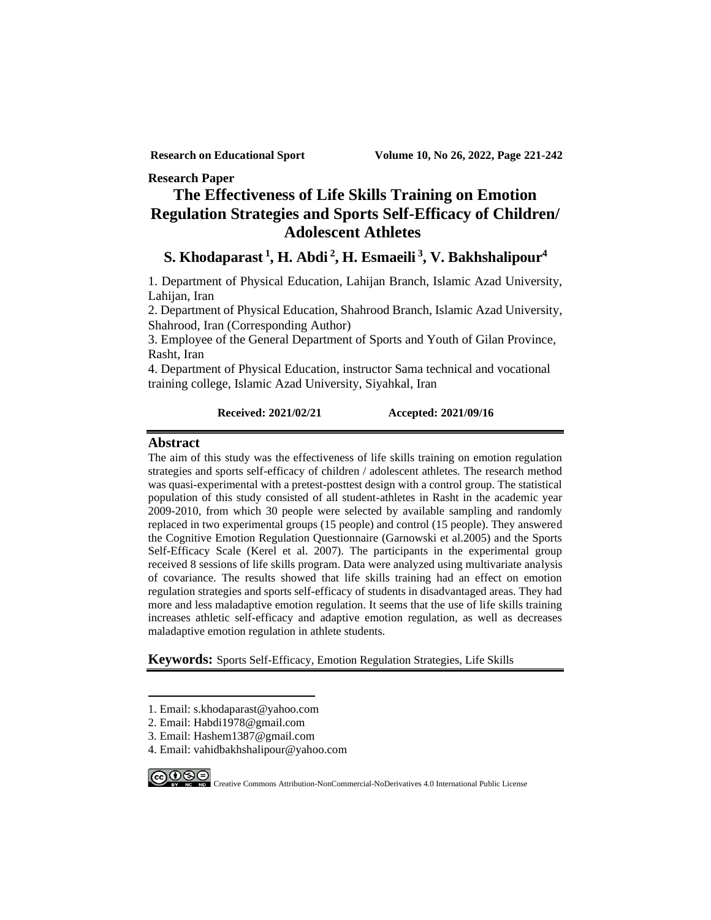**Research Paper**

# The Effectiveness of Life Skills Training on Emotion Regulation Strategies and Sports Self-Efficacy of Children/ Adolescent Athletes

**S. Khodaparast [1], H. Abdi [2], H. Esmaeili [3], V. Bakhshalipour[4]**

1. Department of Physical Education, Lahijan Branch, Islamic Azad University, Lahijan, Iran
2. Department of Physical Education, Shahrood Branch, Islamic Azad University, Shahrood, Iran (Corresponding Author)
3. Employee of the General Department of Sports and Youth of Gilan Province, Rasht, Iran
4. Department of Physical Education, instructor Sama technical and vocational training college, Islamic Azad University, Siyahkal, Iran

**Received: 2021/02/21 Accepted: 2021/09/16**

## Abstract

The aim of this study was the effectiveness of life skills training on emotion regulation strategies and sports self-efficacy of children / adolescent athletes. The research method was quasi-experimental with a pretest-posttest design with a control group. The statistical population of this study consisted of all student-athletes in Rasht in the academic year 2009-2010, from which 30 people were selected by available sampling and randomly replaced in two experimental groups (15 people) and control (15 people). They answered the Cognitive Emotion Regulation Questionnaire (Garnowski et al.2005) and the Sports Self-Efficacy Scale (Kerel et al. 2007). The participants in the experimental group received 8 sessions of life skills program. Data were analyzed using multivariate analysis of covariance. The results showed that life skills training had an effect on emotion regulation strategies and sports self-efficacy of students in disadvantaged areas. They had more and less maladaptive emotion regulation. It seems that the use of life skills training increases athletic self-efficacy and adaptive emotion regulation, as well as decreases maladaptive emotion regulation in athlete students.

**Keywords:** Sports Self-Efficacy, Emotion Regulation Strategies, Life Skills

---

1. Email: s.khodaparast@yahoo.com
2. Email: Habdi1978@gmail.com
3. Email: Hashem1387@gmail.com
4. Email: vahidbakhshalipour@yahoo.com

Creative Commons Attribution-NonCommercial-NoDerivatives 4.0 International Public License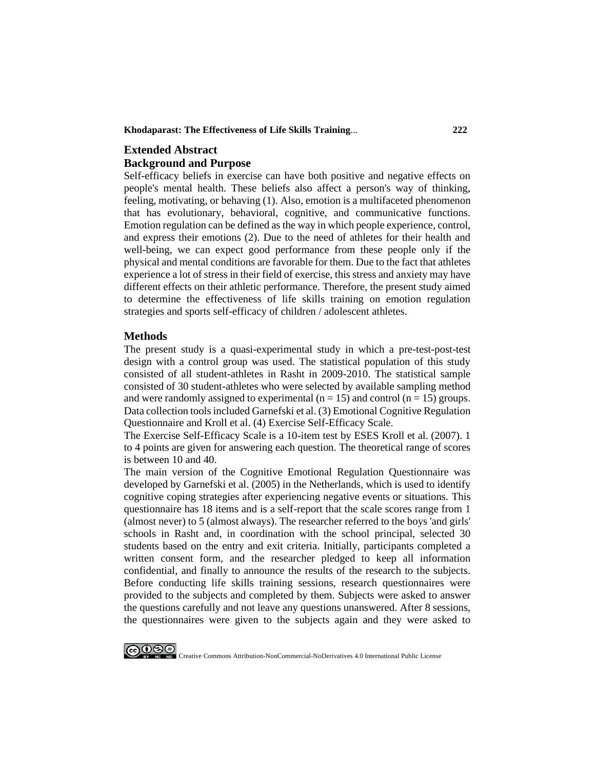## Extended Abstract

### Background and Purpose

Self-efficacy beliefs in exercise can have both positive and negative effects on people's mental health. These beliefs also affect a person's way of thinking, feeling, motivating, or behaving (1). Also, emotion is a multifaceted phenomenon that has evolutionary, behavioral, cognitive, and communicative functions. Emotion regulation can be defined as the way in which people experience, control, and express their emotions (2). Due to the need of athletes for their health and well-being, we can expect good performance from these people only if the physical and mental conditions are favorable for them. Due to the fact that athletes experience a lot of stress in their field of exercise, this stress and anxiety may have different effects on their athletic performance. Therefore, the present study aimed to determine the effectiveness of life skills training on emotion regulation strategies and sports self-efficacy of children / adolescent athletes.

### Methods

The present study is a quasi-experimental study in which a pre-test-post-test design with a control group was used. The statistical population of this study consisted of all student-athletes in Rasht in 2009-2010. The statistical sample consisted of 30 student-athletes who were selected by available sampling method and were randomly assigned to experimental ($n = 15$) and control ($n = 15$) groups. Data collection tools included Garnefski et al. (3) Emotional Cognitive Regulation Questionnaire and Kroll et al. (4) Exercise Self-Efficacy Scale.

The Exercise Self-Efficacy Scale is a 10-item test by ESES Kroll et al. (2007). 1 to 4 points are given for answering each question. The theoretical range of scores is between 10 and 40.

The main version of the Cognitive Emotional Regulation Questionnaire was developed by Garnefski et al. (2005) in the Netherlands, which is used to identify cognitive coping strategies after experiencing negative events or situations. This questionnaire has 18 items and is a self-report that the scale scores range from 1 (almost never) to 5 (almost always). The researcher referred to the boys 'and girls' schools in Rasht and, in coordination with the school principal, selected 30 students based on the entry and exit criteria. Initially, participants completed a written consent form, and the researcher pledged to keep all information confidential, and finally to announce the results of the research to the subjects. Before conducting life skills training sessions, research questionnaires were provided to the subjects and completed by them. Subjects were asked to answer the questions carefully and not leave any questions unanswered. After 8 sessions, the questionnaires were given to the subjects again and they were asked to

Creative Commons Attribution-NonCommercial-NoDerivatives 4.0 International Public License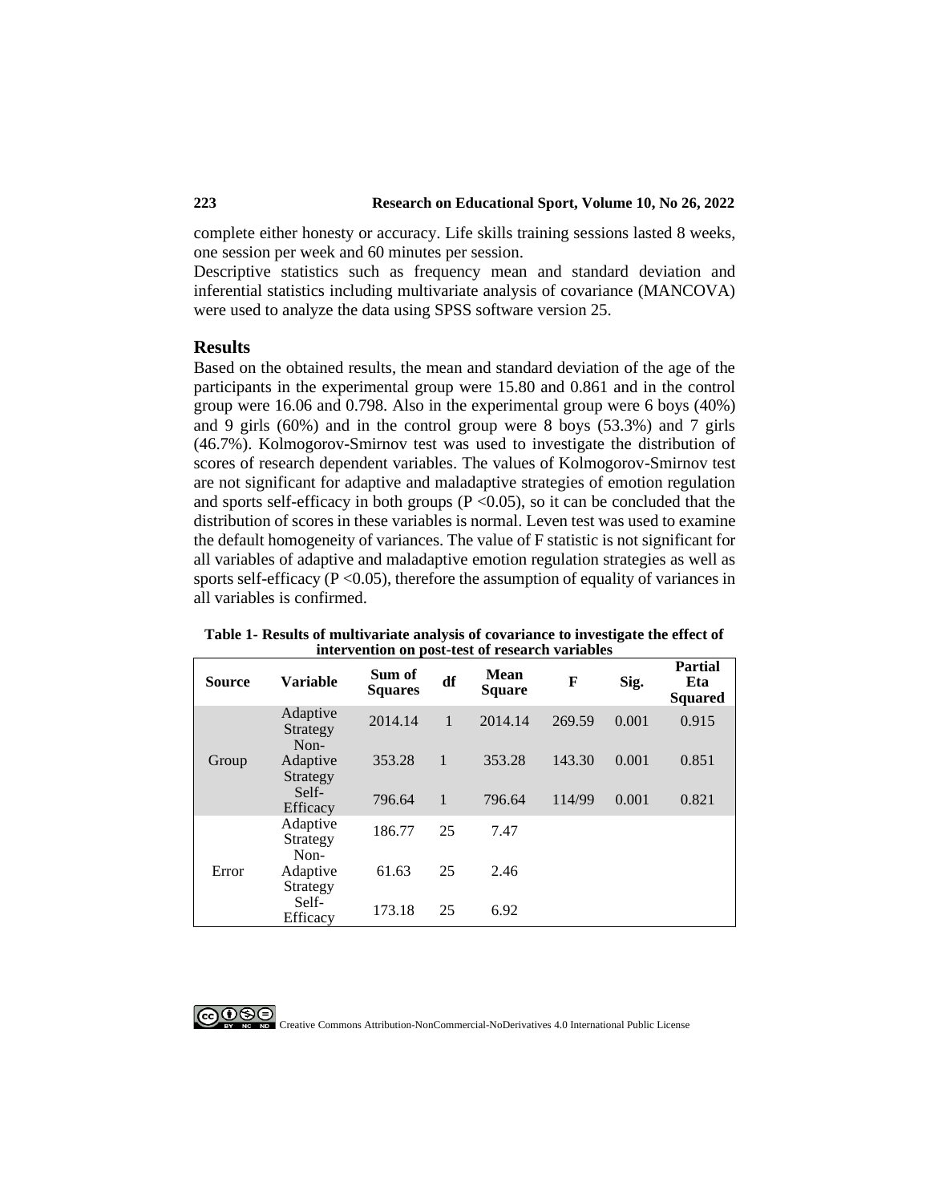complete either honesty or accuracy. Life skills training sessions lasted 8 weeks, one session per week and 60 minutes per session.

Descriptive statistics such as frequency mean and standard deviation and inferential statistics including multivariate analysis of covariance (MANCOVA) were used to analyze the data using SPSS software version 25.

## Results

Based on the obtained results, the mean and standard deviation of the age of the participants in the experimental group were 15.80 and 0.861 and in the control group were 16.06 and 0.798. Also in the experimental group were 6 boys (40%) and 9 girls (60%) and in the control group were 8 boys (53.3%) and 7 girls (46.7%). Kolmogorov-Smirnov test was used to investigate the distribution of scores of research dependent variables. The values of Kolmogorov-Smirnov test are not significant for adaptive and maladaptive strategies of emotion regulation and sports self-efficacy in both groups ($P < 0.05$), so it can be concluded that the distribution of scores in these variables is normal. Leven test was used to examine the default homogeneity of variances. The value of F statistic is not significant for all variables of adaptive and maladaptive emotion regulation strategies as well as sports self-efficacy ($P < 0.05$), therefore the assumption of equality of variances in all variables is confirmed.

**Table 1- Results of multivariate analysis of covariance to investigate the effect of intervention on post-test of research variables**

| Source | Variable | Sum of Squares | df | Mean Square | F | Sig. | Partial Eta Squared |
|---|---|---|---|---|---|---|---|
| Group | Adaptive Strategy | 2014.14 | 1 | 2014.14 | 269.59 | 0.001 | 0.915 |
| | Non-Adaptive Strategy | 353.28 | 1 | 353.28 | 143.30 | 0.001 | 0.851 |
| | Self-Efficacy | 796.64 | 1 | 796.64 | 114/99 | 0.001 | 0.821 |
| Error | Adaptive Strategy | 186.77 | 25 | 7.47 | | | |
| | Non-Adaptive Strategy | 61.63 | 25 | 2.46 | | | |
| | Self-Efficacy | 173.18 | 25 | 6.92 | | | |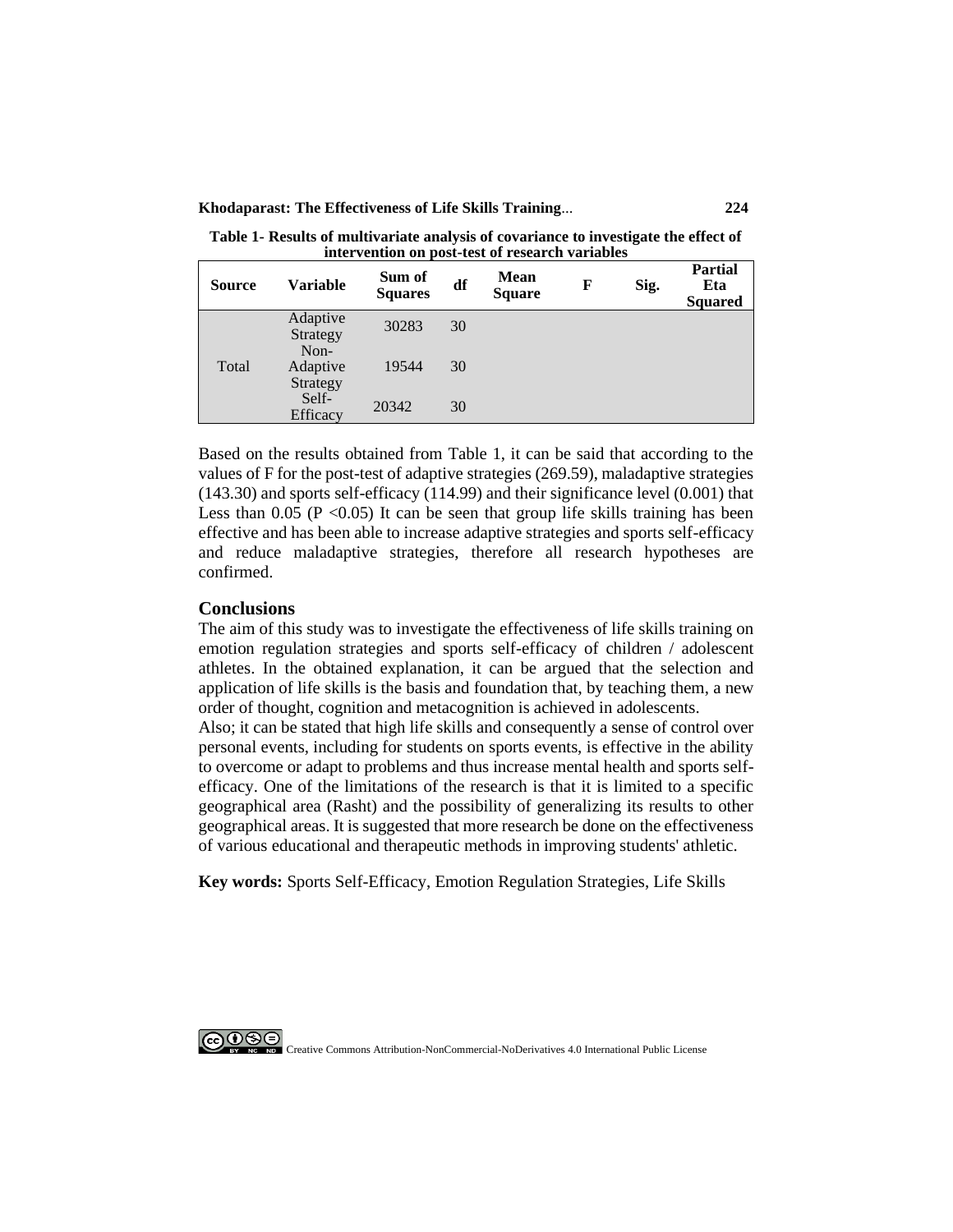**Table 1- Results of multivariate analysis of covariance to investigate the effect of intervention on post-test of research variables**

| Source | Variable | Sum of Squares | df | Mean Square | F | Sig. | Partial Eta Squared |
|---|---|---|---|---|---|---|---|
| Total | Adaptive Strategy | 30283 | 30 | | | | |
| | Non-Adaptive Strategy | 19544 | 30 | | | | |
| | Self-Efficacy | 20342 | 30 | | | | |

Based on the results obtained from Table 1, it can be said that according to the values of F for the post-test of adaptive strategies (269.59), maladaptive strategies (143.30) and sports self-efficacy (114.99) and their significance level (0.001) that Less than 0.05 ($P < 0.05$) It can be seen that group life skills training has been effective and has been able to increase adaptive strategies and sports self-efficacy and reduce maladaptive strategies, therefore all research hypotheses are confirmed.

## Conclusions

The aim of this study was to investigate the effectiveness of life skills training on emotion regulation strategies and sports self-efficacy of children / adolescent athletes. In the obtained explanation, it can be argued that the selection and application of life skills is the basis and foundation that, by teaching them, a new order of thought, cognition and metacognition is achieved in adolescents.

Also; it can be stated that high life skills and consequently a sense of control over personal events, including for students on sports events, is effective in the ability to overcome or adapt to problems and thus increase mental health and sports self-efficacy. One of the limitations of the research is that it is limited to a specific geographical area (Rasht) and the possibility of generalizing its results to other geographical areas. It is suggested that more research be done on the effectiveness of various educational and therapeutic methods in improving students' athletic.

**Key words:** Sports Self-Efficacy, Emotion Regulation Strategies, Life Skills

Creative Commons Attribution-NonCommercial-NoDerivatives 4.0 International Public License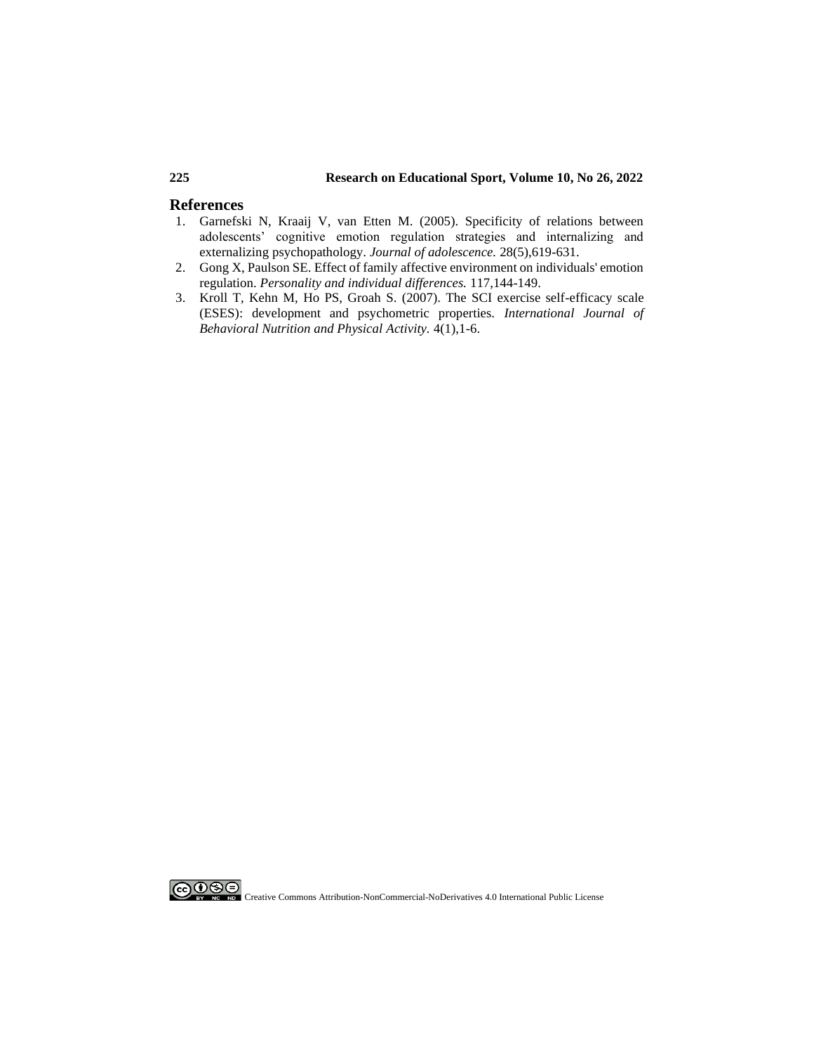## References

1. Garnefski N, Kraaij V, van Etten M. (2005). Specificity of relations between adolescents' cognitive emotion regulation strategies and internalizing and externalizing psychopathology. *Journal of adolescence.* 28(5),619-631.
2. Gong X, Paulson SE. Effect of family affective environment on individuals' emotion regulation. *Personality and individual differences.* 117,144-149.
3. Kroll T, Kehn M, Ho PS, Groah S. (2007). The SCI exercise self-efficacy scale (ESES): development and psychometric properties. *International Journal of Behavioral Nutrition and Physical Activity.* 4(1),1-6.

Creative Commons Attribution-NonCommercial-NoDerivatives 4.0 International Public License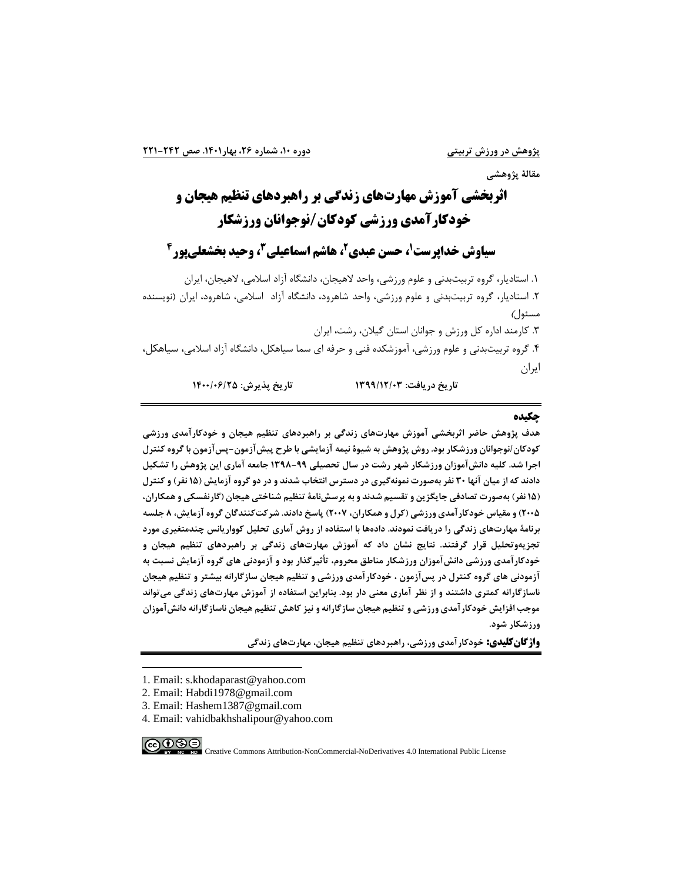مقالهٔ پژوهشی

# اثربخشی آموزش مهارت‌های زندگی بر راهبردهای تنظیم هیجان و خودکارآمدی ورزشی کودکان/نوجوانان ورزشکار

## سیاوش خداپرست[1]، حسن عبدی[2]، هاشم اسماعیلی[3]، وحید بخشعلی‌پور[4]

۱. استادیار، گروه تربیت‌بدنی و علوم ورزشی، واحد لاهیجان، دانشگاه آزاد اسلامی، لاهیجان، ایران

۲. استادیار، گروه تربیت‌بدنی و علوم ورزشی، واحد شاهرود، دانشگاه آزاد اسلامی، شاهرود، ایران (نویسنده مسئول)

۳. کارمند اداره کل ورزش و جوانان استان گیلان، رشت، ایران

۴. گروه تربیت‌بدنی و علوم ورزشی، آموزشکده فنی و حرفه ای سما سیاهکل، دانشگاه آزاد اسلامی، سیاهکل، ایران

**تاریخ دریافت: ۱۳۹۹/۱۲/۰۳ تاریخ پذیرش: ۱۴۰۰/۰۶/۲۵**

### چکیده

**هدف پژوهش حاضر اثربخشی آموزش مهارت‌های زندگی بر راهبردهای تنظیم هیجان و خودکارآمدی ورزشی کودکان/نوجوانان ورزشکار بود. روش پژوهش به شیوهٔ نیمه آزمایشی با طرح پیش‌آزمون-پس‌آزمون با گروه کنترل اجرا شد. کلیه دانش‌آموزان ورزشکار شهر رشت در سال تحصیلی ۹۹-۱۳۹۸ جامعه آماری این پژوهش را تشکیل دادند که از میان آنها ۳۰ نفر به‌صورت نمونه‌گیری در دسترس انتخاب شدند و در دو گروه آزمایش (۱۵ نفر) و کنترل (۱۵ نفر) به‌صورت تصادفی جایگزین و تقسیم شدند و به پرسش‌نامهٔ تنظیم شناختی هیجان (گارنفسکی و همکاران، ۲۰۰۵) و مقیاس خودکارآمدی ورزشی (کرل و همکاران، ۲۰۰۷) پاسخ دادند. شرکت‌کنندگان گروه آزمایش، ۸ جلسه برنامهٔ مهارت‌های زندگی را دریافت نمودند. داده‌ها با استفاده از روش آماری تحلیل کوواریانس چندمتغیری مورد تجزیه‌وتحلیل قرار گرفتند. نتایج نشان داد که آموزش مهارت‌های زندگی بر راهبردهای تنظیم هیجان و خودکارآمدی ورزشی دانش‌آموزان ورزشکار مناطق محروم، تأثیرگذار بود و آزمودنی های گروه آزمایش نسبت به آزمودنی های گروه کنترل در پس‌آزمون ، خودکارآمدی ورزشی و تنظیم هیجان سازگارانه بیشتر و تنظیم هیجان ناسازگارانه کمتری داشتند و از نظر آماری معنی دار بود. بنابراین استفاده از آموزش مهارت‌های زندگی می‌تواند موجب افزایش خودکارآمدی ورزشی و تنظیم هیجان سازگارانه و نیز کاهش تنظیم هیجان ناسازگارانه دانش‌آموزان ورزشکار شود.**

**واژگان‌کلیدی:** خودکارآمدی ورزشی، راهبردهای تنظیم هیجان، مهارت‌های زندگی

---

1. Email: s.khodaparast@yahoo.com
2. Email: Habdi1978@gmail.com
3. Email: Hashem1387@gmail.com
4. Email: vahidbakhshalipour@yahoo.com

Creative Commons Attribution-NonCommercial-NoDerivatives 4.0 International Public License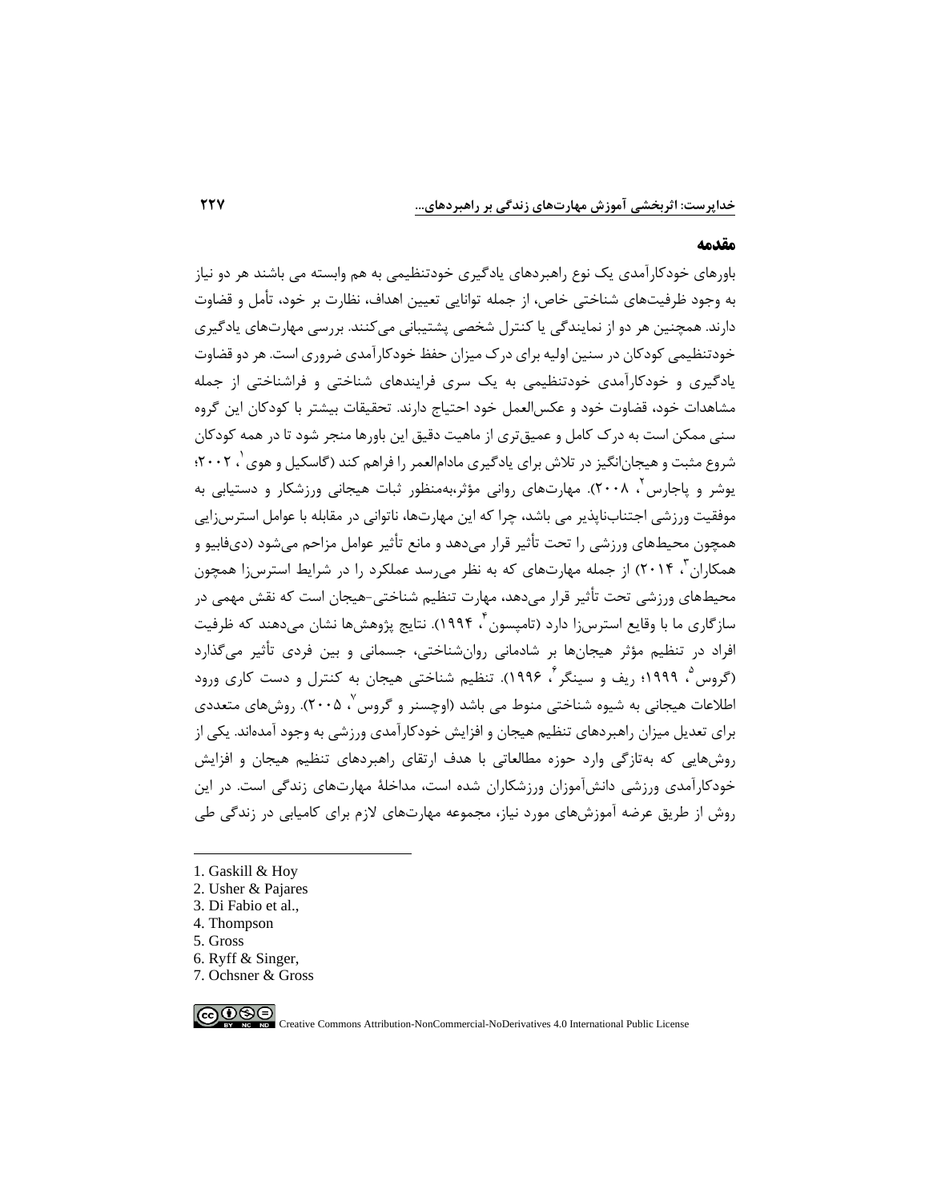## مقدمه

باورهای خودکارآمدی یک نوع راهبردهای یادگیری خودتنظیمی به هم وابسته می باشند هر دو نیاز به وجود ظرفیت‌های شناختی خاص، از جمله توانایی تعیین اهداف، نظارت بر خود، تأمل و قضاوت دارند. همچنین هر دو از نمایندگی یا کنترل شخصی پشتیبانی می‌کنند. بررسی مهارت‌های یادگیری خودتنظیمی کودکان در سنین اولیه برای درک میزان حفظ خودکارآمدی ضروری است. هر دو قضاوت یادگیری و خودکارآمدی خودتنظیمی به یک سری فرایندهای شناختی و فراشناختی از جمله مشاهدات خود، قضاوت خود و عکس‌العمل خود احتیاج دارند. تحقیقات بیشتر با کودکان این گروه سنی ممکن است به درک کامل و عمیق‌تری از ماهیت دقیق این باورها منجر شود تا در همه کودکان شروع مثبت و هیجان‌انگیز در تلاش برای یادگیری مادام‌العمر را فراهم کند (گاسکیل و هوی[1]، ۲۰۰۲؛ یوشر و پاجارس[2]، ۲۰۰۸). مهارت‌های روانی مؤثر،به‌منظور ثبات هیجانی ورزشکار و دستیابی به موفقیت ورزشی اجتناب‌ناپذیر می باشد، چرا که این مهارت‌ها، ناتوانی در مقابله با عوامل استرس‌زایی همچون محیط‌های ورزشی را تحت تأثیر قرار می‌دهد و مانع تأثیر عوامل مزاحم می‌شود (دی‌فابیو و همکاران[3]، ۲۰۱۴) از جمله مهارت‌های که به نظر می‌رسد عملکرد را در شرایط استرس‌زا همچون محیط‌های ورزشی تحت تأثیر قرار می‌دهد، مهارت تنظیم شناختی-هیجان است که نقش مهمی در سازگاری ما با وقایع استرس‌زا دارد (تامپسون[4]، ۱۹۹۴). نتایج پژوهش‌ها نشان می‌دهند که ظرفیت افراد در تنظیم مؤثر هیجان‌ها بر شادمانی روان‌شناختی، جسمانی و بین فردی تأثیر می‌گذارد (گروس[5]، ۱۹۹۹؛ ریف و سینگر[6]، ۱۹۹۶). تنظیم شناختی هیجان به کنترل و دست کاری ورود اطلاعات هیجانی به شیوه شناختی منوط می باشد (اوچسنر و گروس[7]، ۲۰۰۵). روش‌های متعددی برای تعدیل میزان راهبردهای تنظیم هیجان و افزایش خودکارآمدی ورزشی به وجود آمده‌اند. یکی از روش‌هایی که به‌تازگی وارد حوزه مطالعاتی با هدف ارتقای راهبردهای تنظیم هیجان و افزایش خودکارآمدی ورزشی دانش‌آموزان ورزشکاران شده است، مداخلهٔ مهارت‌های زندگی است. در این روش از طریق عرضه آموزش‌های مورد نیاز، مجموعه مهارت‌های لازم برای کامیابی در زندگی طی

---

1. Gaskill & Hoy
2. Usher & Pajares
3. Di Fabio et al.,
4. Thompson
5. Gross
6. Ryff & Singer,
7. Ochsner & Gross

Creative Commons Attribution-NonCommercial-NoDerivatives 4.0 International Public License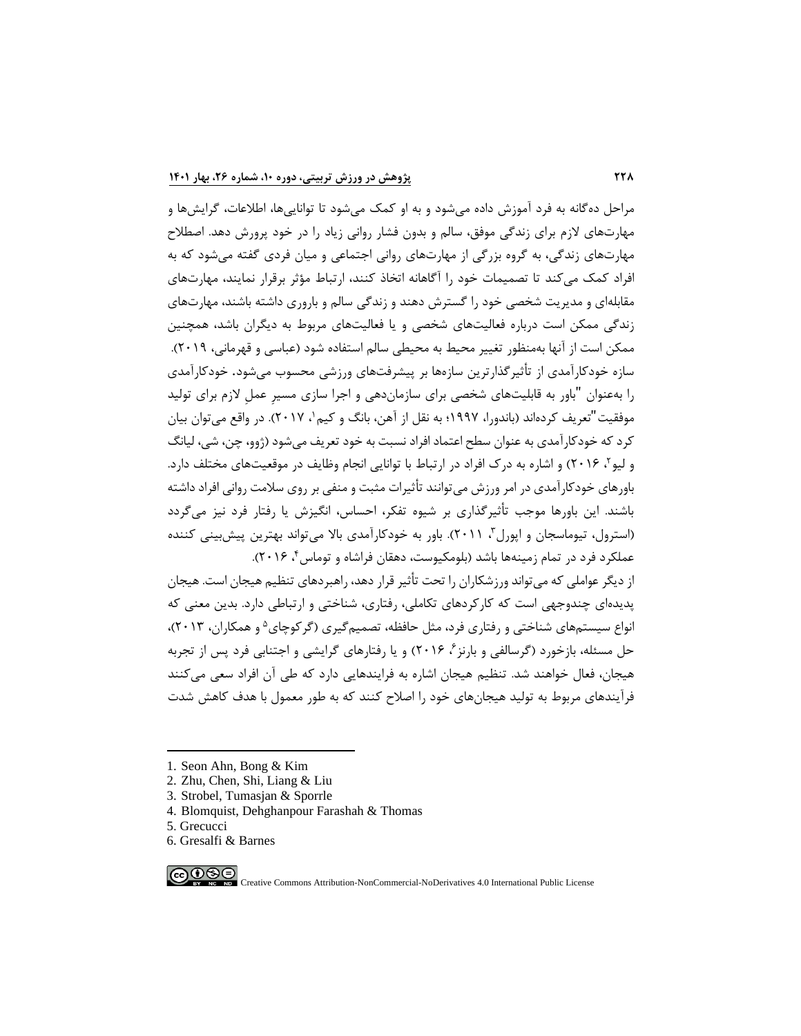مراحل ده‌گانه به فرد آموزش داده می‌شود و به او کمک می‌شود تا توانایی‌ها، اطلاعات، گرایش‌ها و مهارت‌های لازم برای زندگی موفق، سالم و بدون فشار روانی زیاد را در خود پرورش دهد. اصطلاح مهارت‌های زندگی، به گروه بزرگی از مهارت‌های روانی اجتماعی و میان فردی گفته می‌شود که به افراد کمک می‌کند تا تصمیمات خود را آگاهانه اتخاذ کنند، ارتباط مؤثر برقرار نمایند، مهارت‌های مقابله‌ای و مدیریت شخصی خود را گسترش دهند و زندگی سالم و باروری داشته باشند، مهارت‌های زندگی ممکن است درباره فعالیت‌های شخصی و یا فعالیت‌های مربوط به دیگران باشد، همچنین ممکن است از آنها به‌منظور تغییر محیط به محیطی سالم استفاده شود (عباسی و قهرمانی، ۲۰۱۹).

سازه خودکارآمدی از تأثیرگذارترین سازه‌ها بر پیشرفت‌های ورزشی محسوب می‌شود. خودکارآمدی را به‌عنوان "باور به قابلیت‌های شخصی برای سازمان‌دهی و اجرا سازی مسیرِ عملِ لازم برای تولید موفقیت"تعریف کرده‌اند (باندورا، ۱۹۹۷؛ به نقل از آهن، بانگ و کیم[1]، ۲۰۱۷). در واقع می‌توان بیان کرد که خودکارآمدی به عنوان سطح اعتماد افراد نسبت به خود تعریف می‌شود (ژوو، چن، شی، لیانگ و لیو[2]، ۲۰۱۶) و اشاره به درک افراد در ارتباط با توانایی انجام وظایف در موقعیت‌های مختلف دارد. باورهای خودکارآمدی در امر ورزش می‌توانند تأثیرات مثبت و منفی بر روی سلامت روانی افراد داشته باشند. این باورها موجب تأثیرگذاری بر شیوه تفکر، احساس، انگیزش یا رفتار فرد نیز می‌گردد (استرول، تیوماسجان و اپورل[3]، ۲۰۱۱). باور به خودکارآمدی بالا می‌تواند بهترین پیش‌بینی کننده عملکرد فرد در تمام زمینه‌ها باشد (بلومکیوست، دهقان فراشاه و توماس[4]، ۲۰۱۶).

از دیگر عواملی که می‌تواند ورزشکاران را تحت تأثیر قرار دهد، راهبردهای تنظیم هیجان است. هیجان پدیده‌ای چندوجهی است که کارکردهای تکاملی، رفتاری، شناختی و ارتباطی دارد. بدین معنی که انواع سیستم‌های شناختی و رفتاری فرد، مثل حافظه، تصمیم‌گیری (گرکوچای[5] و همکاران، ۲۰۱۳)، حل مسئله، بازخورد (گرسالفی و بارنز[6]، ۲۰۱۶) و یا رفتارهای گرایشی و اجتنابی فرد پس از تجربه هیجان، فعال خواهند شد. تنظیم هیجان اشاره به فرایندهایی دارد که طی آن افراد سعی می‌کنند فرآیندهای مربوط به تولید هیجان‌های خود را اصلاح کنند که به طور معمول با هدف کاهش شدت

---

1. Seon Ahn, Bong & Kim
2. Zhu, Chen, Shi, Liang & Liu
3. Strobel, Tumasjan & Sporrle
4. Blomquist, Dehghanpour Farashah & Thomas
5. Grecucci
6. Gresalfi & Barnes

Creative Commons Attribution-NonCommercial-NoDerivatives 4.0 International Public License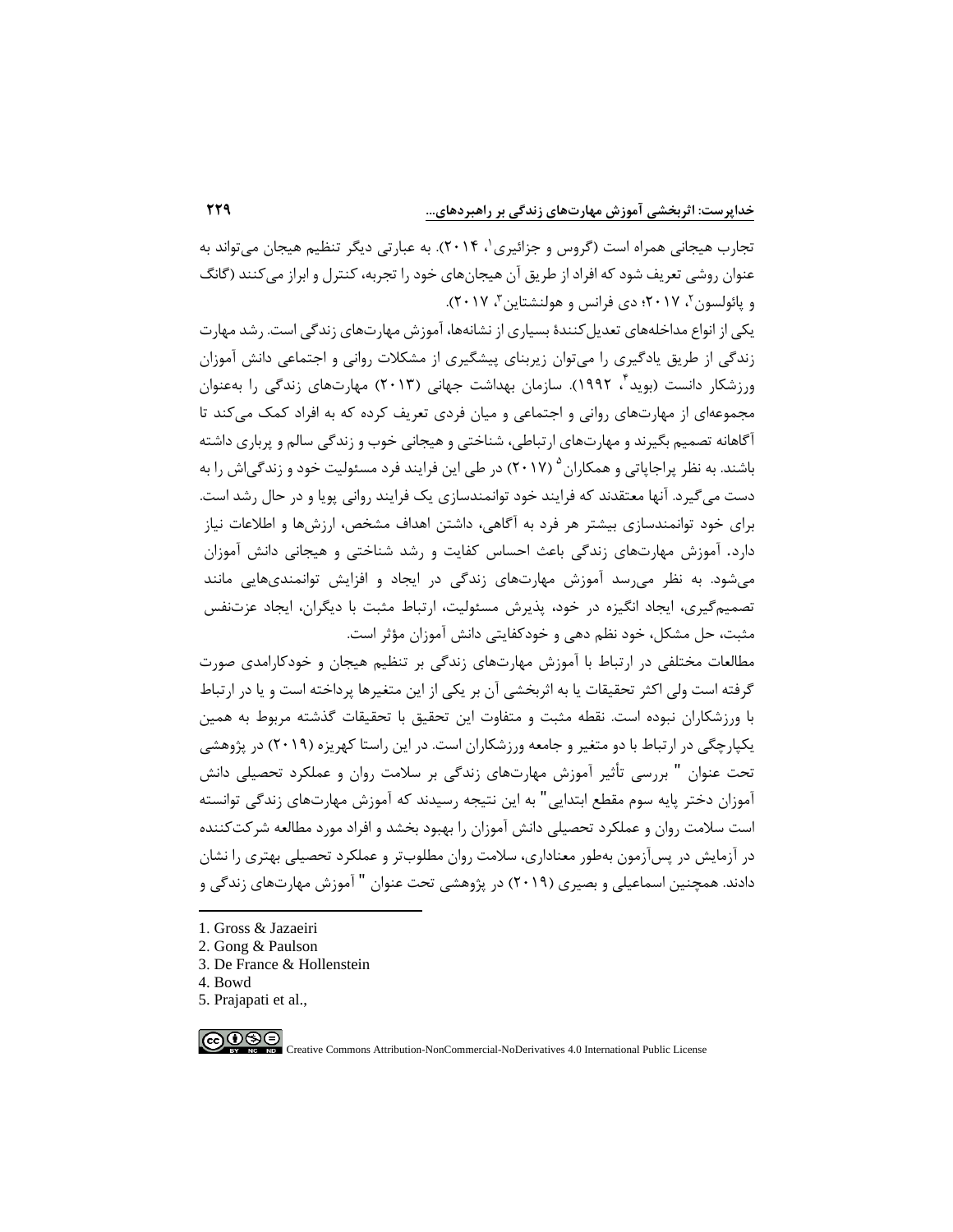تجارب هیجانی همراه است (گروس و جزائیری[1]، ۲۰۱۴). به عبارتی دیگر تنظیم هیجان می‌تواند به عنوان روشی تعریف شود که افراد از طریق آن هیجان‌های خود را تجربه، کنترل و ابراز می‌کنند (گانگ و پائولسون[2]، ۲۰۱۷؛ دی فرانس و هولنشتاین[3]، ۲۰۱۷).

یکی از انواع مداخله‌های تعدیل‌کنندهٔ بسیاری از نشانه‌ها، آموزش مهارت‌های زندگی است. رشد مهارت زندگی از طریق یادگیری را می‌توان زیربنای پیشگیری از مشکلات روانی و اجتماعی دانش آموزان ورزشکار دانست (بوید[4]، ۱۹۹۲). سازمان بهداشت جهانی (۲۰۱۳) مهارت‌های زندگی را به‌عنوان مجموعه‌ای از مهارت‌های روانی و اجتماعی و میان فردی تعریف کرده که به افراد کمک می‌کند تا آگاهانه تصمیم بگیرند و مهارت‌های ارتباطی، شناختی و هیجانی خوب و زندگی سالم و پرباری داشته باشند. به نظر پراجاپاتی و همکاران[5] (۲۰۱۷) در طی این فرایند فرد مسئولیت خود و زندگی‌اش را به دست می‌گیرد. آنها معتقدند که فرایند خود توانمندسازی یک فرایند روانی پویا و در حال رشد است. برای خود توانمندسازی بیشتر هر فرد به آگاهی، داشتن اهداف مشخص، ارزش‌ها و اطلاعات نیاز دارد. آموزش مهارت‌های زندگی باعث احساس کفایت و رشد شناختی و هیجانی دانش آموزان می‌شود. به نظر می‌رسد آموزش مهارت‌های زندگی در ایجاد و افزایش توانمندی‌هایی مانند تصمیم‌گیری، ایجاد انگیزه در خود، پذیرش مسئولیت، ارتباط مثبت با دیگران، ایجاد عزت‌نفس مثبت، حل مشکل، خود نظم دهی و خودکفایتی دانش آموزان مؤثر است.

مطالعات مختلفی در ارتباط با آموزش مهارت‌های زندگی بر تنظیم هیجان و خودکارامدی صورت گرفته است ولی اکثر تحقیقات یا به اثربخشی آن بر یکی از این متغیرها پرداخته است و یا در ارتباط با ورزشکاران نبوده است. نقطه مثبت و متفاوت این تحقیق با تحقیقات گذشته مربوط به همین یکپارچگی در ارتباط با دو متغیر و جامعه ورزشکاران است. در این راستا کهریزه (۲۰۱۹) در پژوهشی تحت عنوان " بررسی تأثیر آموزش مهارت‌های زندگی بر سلامت روان و عملکرد تحصیلی دانش آموزان دختر پایه سوم مقطع ابتدایی" به این نتیجه رسیدند که آموزش مهارت‌های زندگی توانسته است سلامت روان و عملکرد تحصیلی دانش آموزان را بهبود بخشد و افراد مورد مطالعه شرکت‌کننده در آزمایش در پس‌آزمون به‌طور معناداری، سلامت روان مطلوب‌تر و عملکرد تحصیلی بهتری را نشان دادند. همچنین اسماعیلی و بصیری (۲۰۱۹) در پژوهشی تحت عنوان " آموزش مهارت‌های زندگی و

---

1. Gross & Jazaeiri
2. Gong & Paulson
3. De France & Hollenstein
4. Bowd
5. Prajapati et al.,

Creative Commons Attribution-NonCommercial-NoDerivatives 4.0 International Public License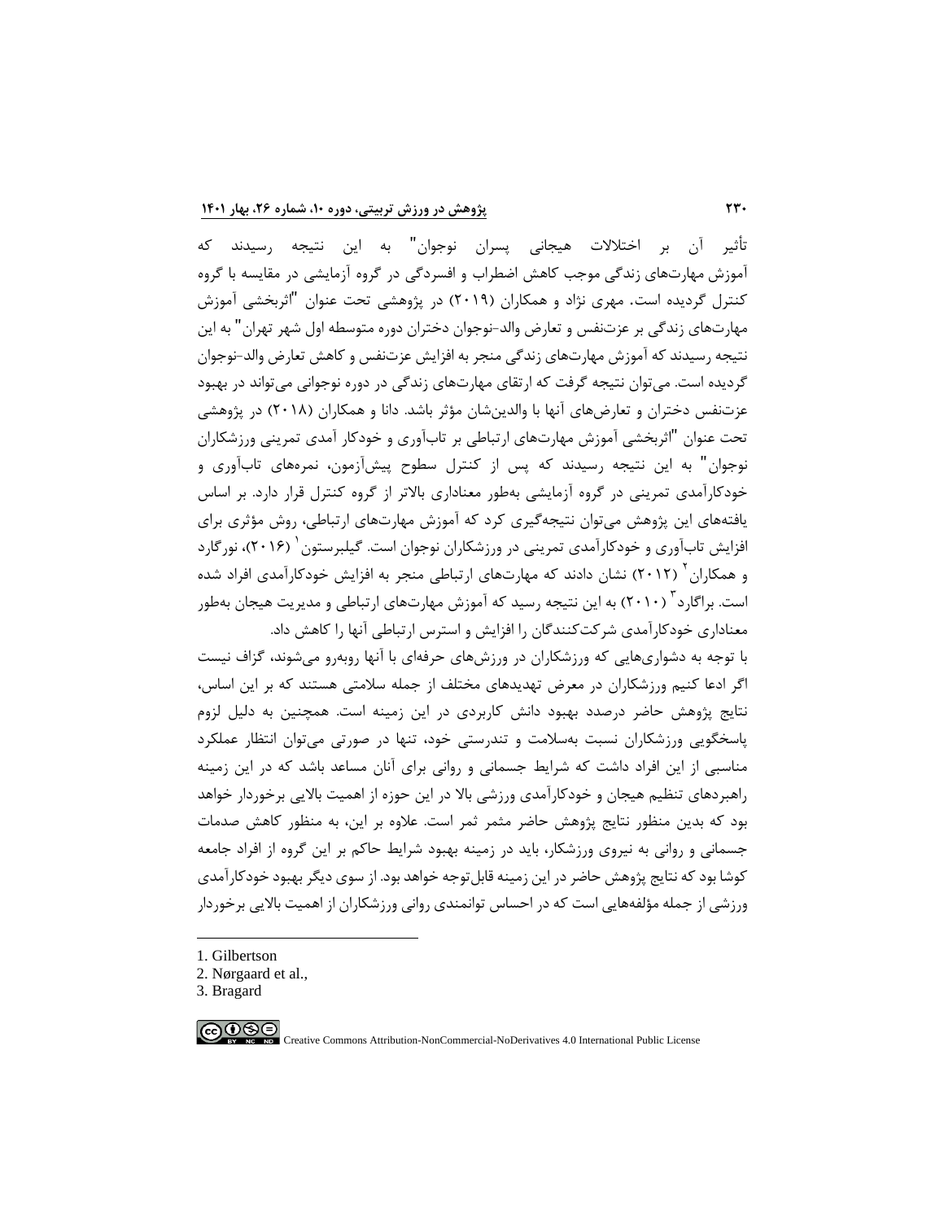تأثیر آن بر اختلالات هیجانی پسران نوجوان" به این نتیجه رسیدند که آموزش مهارت‌های زندگی موجب کاهش اضطراب و افسردگی در گروه آزمایشی در مقایسه با گروه کنترل گردیده است. مهری نژاد و همکاران (۲۰۱۹) در پژوهشی تحت عنوان "اثربخشی آموزش مهارت‌های زندگی بر عزت‌نفس و تعارض والد-نوجوان دختران دوره متوسطه اول شهر تهران" به این نتیجه رسیدند که آموزش مهارت‌های زندگی منجر به افزایش عزت‌نفس و کاهش تعارض والد-نوجوان گردیده است. می‌توان نتیجه گرفت که ارتقای مهارت‌های زندگی در دوره نوجوانی می‌تواند در بهبود عزت‌نفس دختران و تعارض‌های آنها با والدین‌شان مؤثر باشد. دانا و همکاران (۲۰۱۸) در پژوهشی تحت عنوان "اثربخشی آموزش مهارت‌های ارتباطی بر تاب‌آوری و خودکار آمدی تمرینی ورزشکاران نوجوان" به این نتیجه رسیدند که پس از کنترل سطوح پیش‌آزمون، نمره‌های تاب‌آوری و خودکارآمدی تمرینی در گروه آزمایشی به‌طور معناداری بالاتر از گروه کنترل قرار دارد. بر اساس یافته‌های این پژوهش می‌توان نتیجه‌گیری کرد که آموزش مهارت‌های ارتباطی، روش مؤثری برای افزایش تاب‌آوری و خودکارآمدی تمرینی در ورزشکاران نوجوان است. گیلبرستون[1] (۲۰۱۶)، نورگارد و همکاران[2] (۲۰۱۲) نشان دادند که مهارت‌های ارتباطی منجر به افزایش خودکارآمدی افراد شده است. براگارد[3] (۲۰۱۰) به این نتیجه رسید که آموزش مهارت‌های ارتباطی و مدیریت هیجان به‌طور معناداری خودکارآمدی شرکت‌کنندگان را افزایش و استرس ارتباطی آنها را کاهش داد.

با توجه به دشواری‌هایی که ورزشکاران در ورزش‌های حرفه‌ای با آنها روبه‌رو می‌شوند، گزاف نیست اگر ادعا کنیم ورزشکاران در معرض تهدیدهای مختلف از جمله سلامتی هستند که بر این اساس، نتایج پژوهش حاضر درصدد بهبود دانش کاربردی در این زمینه است. همچنین به دلیل لزوم پاسخگویی ورزشکاران نسبت به‌سلامت و تندرستی خود، تنها در صورتی می‌توان انتظار عملکرد مناسبی از این افراد داشت که شرایط جسمانی و روانی برای آنان مساعد باشد که در این زمینه راهبردهای تنظیم هیجان و خودکارآمدی ورزشی بالا در این حوزه از اهمیت بالایی برخوردار خواهد بود که بدین منظور نتایج پژوهش حاضر مثمر ثمر است. علاوه بر این، به منظور کاهش صدمات جسمانی و روانی به نیروی ورزشکار، باید در زمینه بهبود شرایط حاکم بر این گروه از افراد جامعه کوشا بود که نتایج پژوهش حاضر در این زمینه قابل‌توجه خواهد بود. از سوی دیگر بهبود خودکارآمدی ورزشی از جمله مؤلفه‌هایی است که در احساس توانمندی روانی ورزشکاران از اهمیت بالایی برخوردار

---

1. Gilbertson
2. Nørgaard et al.,
3. Bragard

Creative Commons Attribution-NonCommercial-NoDerivatives 4.0 International Public License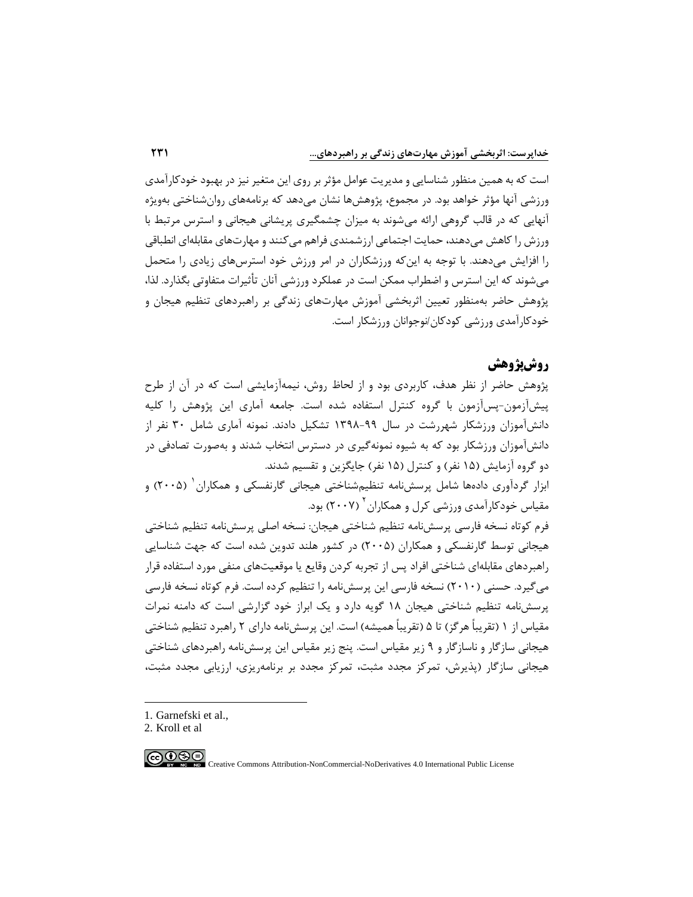است که به همین منظور شناسایی و مدیریت عوامل مؤثر بر روی این متغیر نیز در بهبود خودکارآمدی ورزشی آنها مؤثر خواهد بود. در مجموع، پژوهش‌ها نشان می‌دهد که برنامه‌های روان‌شناختی به‌ویژه آنهایی که در قالب گروهی ارائه می‌شوند به میزان چشمگیری پریشانی هیجانی و استرس مرتبط با ورزش را کاهش می‌دهند، حمایت اجتماعی ارزشمندی فراهم می‌کنند و مهارت‌های مقابله‌ای انطباقی را افزایش می‌دهند. با توجه به این‌که ورزشکاران در امر ورزش خود استرس‌های زیادی را متحمل می‌شوند که این استرس و اضطراب ممکن است در عملکرد ورزشی آنان تأثیرات متفاوتی بگذارد. لذا، پژوهش حاضر به‌منظور تعیین اثربخشی آموزش مهارت‌های زندگی بر راهبردهای تنظیم هیجان و خودکارآمدی ورزشی کودکان/نوجوانان ورزشکار است.

## روش‌پژوهش

پژوهش حاضر از نظر هدف، کاربردی بود و از لحاظ روش، نیمه‌آزمایشی است که در آن از طرح پیش‌آزمون-پس‌آزمون با گروه کنترل استفاده شده است. جامعه آماری این پژوهش را کلیه دانش‌آموزان ورزشکار شهررشت در سال ۹۹-۱۳۹۸ تشکیل دادند. نمونه آماری شامل ۳۰ نفر از دانش‌آموزان ورزشکار بود که به شیوه نمونه‌گیری در دسترس انتخاب شدند و به‌صورت تصادفی در دو گروه آزمایش (۱۵ نفر) و کنترل (۱۵ نفر) جایگزین و تقسیم شدند.

ابزار گردآوری داده‌ها شامل پرسش‌نامه تنظیم‌شناختی هیجانی گارنفسکی و همکاران[1] (۲۰۰۵) و مقیاس خودکارآمدی ورزشی کرل و همکاران[2] (۲۰۰۷) بود.

فرم کوتاه نسخه فارسی پرسش‌نامه تنظیم شناختی هیجان: نسخه اصلی پرسش‌نامه تنظیم شناختی هیجانی توسط گارنفسکی و همکاران (۲۰۰۵) در کشور هلند تدوین شده است که جهت شناسایی راهبردهای مقابله‌ای شناختی افراد پس از تجربه کردن وقایع یا موقعیت‌های منفی مورد استفاده قرار می‌گیرد. حسنی (۲۰۱۰) نسخه فارسی این پرسش‌نامه را تنظیم کرده است. فرم کوتاه نسخه فارسی پرسش‌نامه تنظیم شناختی هیجان ۱۸ گویه دارد و یک ابراز خود گزارشی است که دامنه نمرات مقیاس از ۱ (تقریباً هرگز) تا ۵ (تقریباً همیشه) است. این پرسش‌نامه دارای ۲ راهبرد تنظیم شناختی هیجانی سازگار و ناسازگار و ۹ زیر مقیاس است. پنج زیر مقیاس این پرسش‌نامه راهبردهای شناختی هیجانی سازگار (پذیرش، تمرکز مجدد مثبت، تمرکز مجدد بر برنامه‌ریزی، ارزیابی مجدد مثبت،

---

1. Garnefski et al.,
2. Kroll et al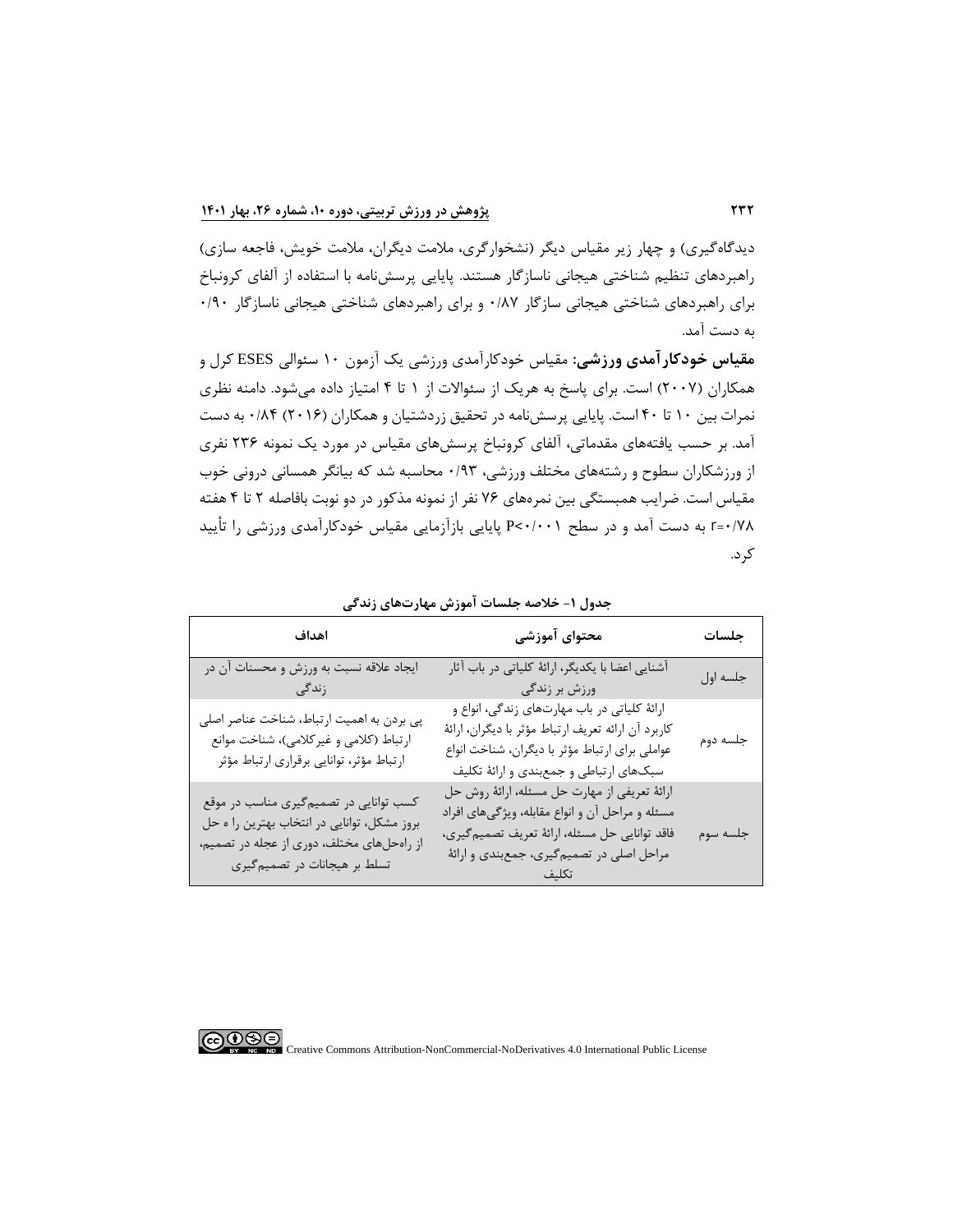دیدگاه‌گیری) و چهار زیر مقیاس دیگر (نشخوارگری، ملامت دیگران، ملامت خویش، فاجعه سازی) راهبردهای تنظیم شناختی هیجانی ناسازگار هستند. پایایی پرسش‌نامه با استفاده از آلفای کرونباخ برای راهبردهای شناختی هیجانی سازگار ۰/۸۷ و برای راهبردهای شناختی هیجانی ناسازگار ۰/۹۰ به دست آمد.

**مقیاس خودکارآمدی ورزشی:** مقیاس خودکارآمدی ورزشی یک آزمون ۱۰ سئوالی ESES کرل و همکاران (۲۰۰۷) است. برای پاسخ به هریک از سئوالات از ۱ تا ۴ امتیاز داده می‌شود. دامنه نظری نمرات بین ۱۰ تا ۴۰ است. پایایی پرسش‌نامه در تحقیق زردشتیان و همکاران (۲۰۱۶) ۰/۸۴ به دست آمد. بر حسب یافته‌های مقدماتی، آلفای کرونباخ پرسش‌های مقیاس در مورد یک نمونه ۲۳۶ نفری از ورزشکاران سطوح و رشته‌های مختلف ورزشی، ۰/۹۳ محاسبه شد که بیانگر همسانی درونی خوب مقیاس است. ضرایب همبستگی بین نمره‌های ۷۶ نفر از نمونه مذکور در دو نوبت بافاصله ۲ تا ۴ هفته r=۰/۷۸ به دست آمد و در سطح P<۰/۰۰۱ پایایی بازآزمایی مقیاس خودکارآمدی ورزشی را تأیید کرد.

**جدول ۱- خلاصه جلسات آموزش مهارت‌های زندگی**

| جلسات | محتوای آموزشی | اهداف |
|---|---|---|
| جلسه اول | آشنایی اعضا با یکدیگر، ارائۀ کلیاتی در باب آثار ورزش بر زندگی | ایجاد علاقه نسبت به ورزش و محسنات آن در زندگی |
| جلسه دوم | ارائۀ کلیاتی در باب مهارت‌های زندگی، انواع و کاربرد آن ارائه تعریف ارتباط مؤثر با دیگران، ارائۀ عواملی برای ارتباط مؤثر با دیگران، شناخت انواع سبک‌های ارتباطی و جمع‌بندی و ارائۀ تکلیف | پی بردن به اهمیت ارتباط، شناخت عناصر اصلی ارتباط (کلامی و غیرکلامی)، شناخت موانع ارتباط مؤثر، توانایی برقراری ارتباط مؤثر |
| جلسه سوم | ارائۀ تعریفی از مهارت حل مسئله، ارائۀ روش حل مسئله و مراحل آن و انواع مقابله، ویژگی‌های افراد فاقد توانایی حل مسئله، ارائۀ تعریف تصمیم‌گیری، مراحل اصلی در تصمیم‌گیری، جمع‌بندی و ارائۀ تکلیف | کسب توانایی در تصمیم‌گیری مناسب در موقع بروز مشکل، توانایی در انتخاب بهترین را ه حل از راه‌حل‌های مختلف، دوری از عجله در تصمیم، تسلط بر هیجانات در تصمیم‌گیری |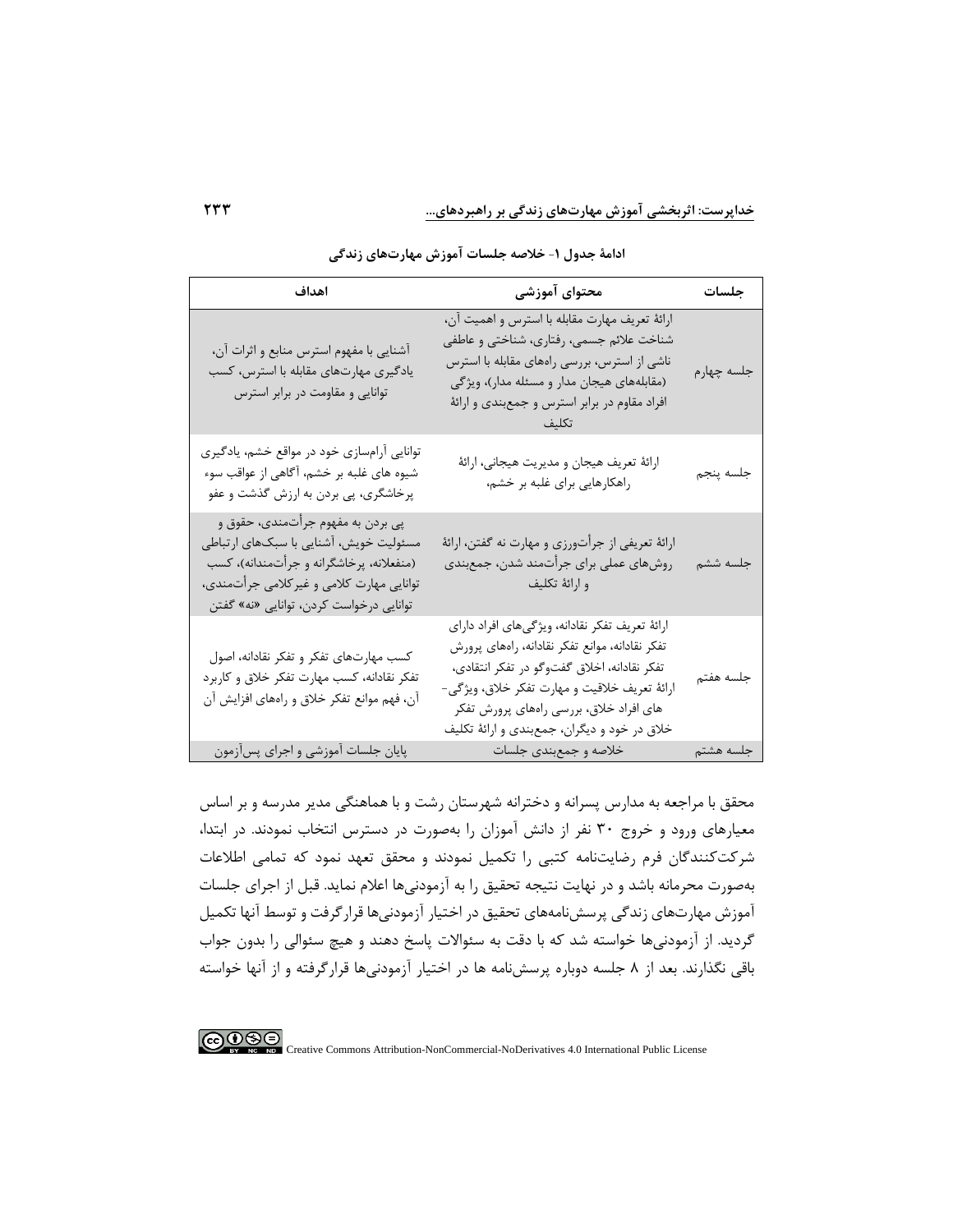ادامهٔ جدول ۱- خلاصه جلسات آموزش مهارت‌های زندگی

| جلسات | محتوای آموزشی | اهداف |
| --- | --- | --- |
| جلسه چهارم | ارائهٔ تعریف مهارت مقابله با استرس و اهمیت آن، شناخت علائم جسمی، رفتاری، شناختی و عاطفی ناشی از استرس، بررسی راه‌های مقابله با استرس (مقابله‌های هیجان مدار و مسئله مدار)، ویژگی افراد مقاوم در برابر استرس و جمع‌بندی و ارائهٔ تکلیف | آشنایی با مفهوم استرس منابع و اثرات آن، یادگیری مهارت‌های مقابله با استرس، کسب توانایی و مقاومت در برابر استرس |
| جلسه پنجم | ارائهٔ تعریف هیجان و مدیریت هیجانی، ارائهٔ راهکارهایی برای غلبه بر خشم، | توانایی آرام‌سازی خود در مواقع خشم، یادگیری شیوه های غلبه بر خشم، آگاهی از عواقب سوء پرخاشگری، پی بردن به ارزش گذشت و عفو |
| جلسه ششم | ارائهٔ تعریفی از جرأت‌ورزی و مهارت نه گفتن، ارائهٔ روش‌های عملی برای جرأت‌مند شدن، جمع‌بندی و ارائهٔ تکلیف | پی بردن به مفهوم جرأت‌مندی، حقوق و مسئولیت خویش، آشنایی با سبک‌های ارتباطی (منفعلانه، پرخاشگرانه و جرأت‌مندانه)، کسب توانایی مهارت کلامی و غیرکلامی جرأت‌مندی، توانایی درخواست کردن، توانایی «نه» گفتن |
| جلسه هفتم | ارائهٔ تعریف تفکر نقادانه، ویژگی‌های افراد دارای تفکر نقادانه، موانع تفکر نقادانه، راه‌های پرورش تفکر نقادانه، اخلاق گفت‌وگو در تفکر انتقادی، ارائهٔ تعریف خلاقیت و مهارت تفکر خلاق، ویژگی‌های افراد خلاق، بررسی راه‌های پرورش تفکر خلاق در خود و دیگران، جمع‌بندی و ارائهٔ تکلیف | کسب مهارت‌های تفکر و تفکر نقادانه، اصول تفکر نقادانه، کسب مهارت تفکر خلاق و کاربرد آن، فهم موانع تفکر خلاق و راه‌های افزایش آن |
| جلسه هشتم | خلاصه و جمع‌بندی جلسات | پایان جلسات آموزشی و اجرای پس‌آزمون |

محقق با مراجعه به مدارس پسرانه و دخترانه شهرستان رشت و با هماهنگی مدیر مدرسه و بر اساس معیارهای ورود و خروج ۳۰ نفر از دانش آموزان را به‌صورت در دسترس انتخاب نمودند. در ابتدا، شرکت‌کنندگان فرم رضایت‌نامه کتبی را تکمیل نمودند و محقق تعهد نمود که تمامی اطلاعات به‌صورت محرمانه باشد و در نهایت نتیجه تحقیق را به آزمودنی‌ها اعلام نماید. قبل از اجرای جلسات آموزش مهارت‌های زندگی پرسش‌نامه‌های تحقیق در اختیار آزمودنی‌ها قرارگرفت و توسط آنها تکمیل گردید. از آزمودنی‌ها خواسته شد که با دقت به سئوالات پاسخ دهند و هیچ سئوالی را بدون جواب باقی نگذارند. بعد از ۸ جلسه دوباره پرسش‌نامه ها در اختیار آزمودنی‌ها قرارگرفته و از آنها خواسته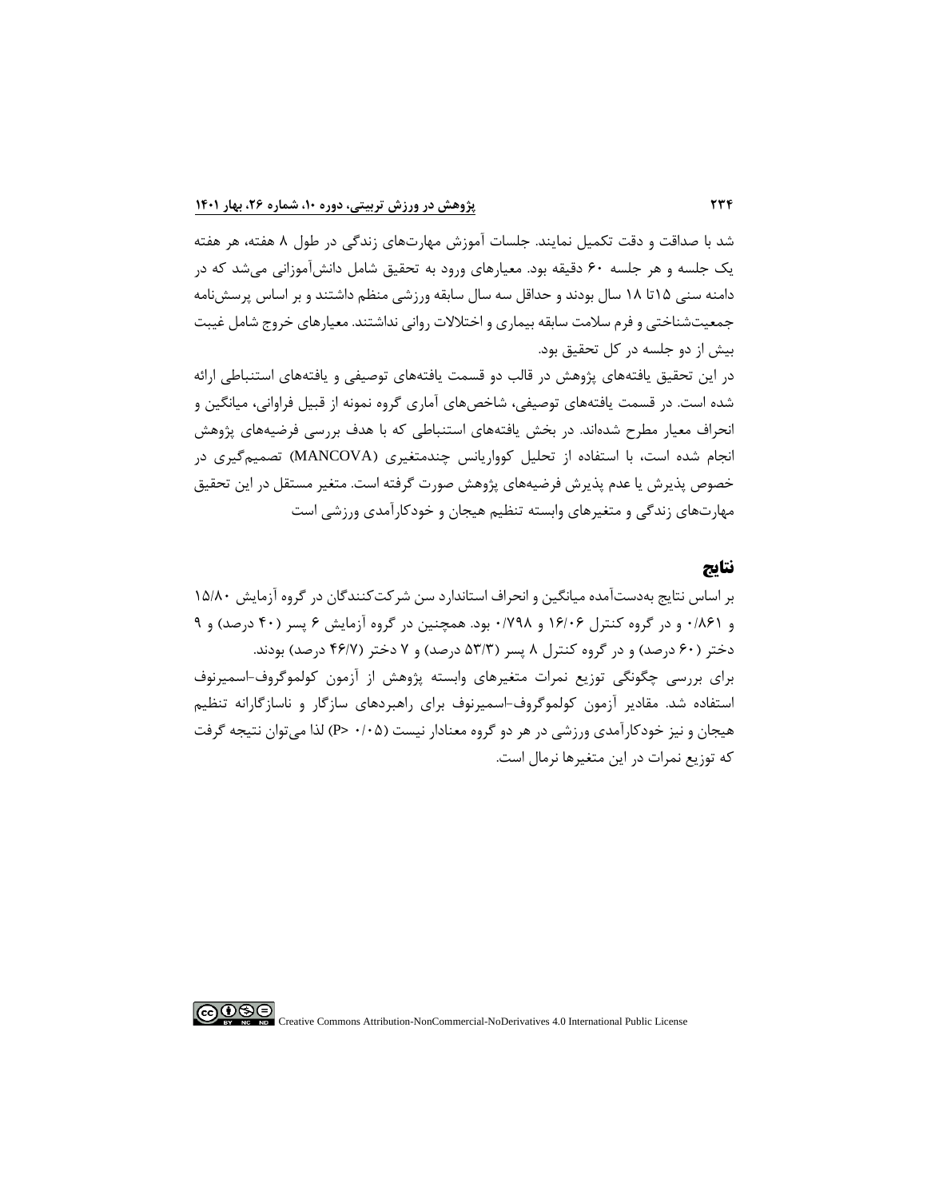شد با صداقت و دقت تکمیل نمایند. جلسات آموزش مهارت‌های زندگی در طول ۸ هفته، هر هفته یک جلسه و هر جلسه ۶۰ دقیقه بود. معیارهای ورود به تحقیق شامل دانش‌آموزانی می‌شد که در دامنه سنی ۱۵تا ۱۸ سال بودند و حداقل سه سال سابقه ورزشی منظم داشتند و بر اساس پرسش‌نامه جمعیت‌شناختی و فرم سلامت سابقه بیماری و اختلالات روانی نداشتند. معیارهای خروج شامل غیبت بیش از دو جلسه در کل تحقیق بود.

در این تحقیق یافته‌های پژوهش در قالب دو قسمت یافته‌های توصیفی و یافته‌های استنباطی ارائه شده است. در قسمت یافته‌های توصیفی، شاخص‌های آماری گروه نمونه از قبیل فراوانی، میانگین و انحراف معیار مطرح شده‌اند. در بخش یافته‌های استنباطی که با هدف بررسی فرضیه‌های پژوهش انجام شده است، با استفاده از تحلیل کوواریانس چندمتغیری (MANCOVA) تصمیم‌گیری در خصوص پذیرش یا عدم پذیرش فرضیه‌های پژوهش صورت گرفته است. متغیر مستقل در این تحقیق مهارت‌های زندگی و متغیرهای وابسته تنظیم هیجان و خودکارآمدی ورزشی است

## نتایج

بر اساس نتایج به‌دست‌آمده میانگین و انحراف استاندارد سن شرکت‌کنندگان در گروه آزمایش ۱۵/۸۰ و ۰/۸۶۱ و در گروه کنترل ۱۶/۰۶ و ۰/۷۹۸ بود. همچنین در گروه آزمایش ۶ پسر (۴۰ درصد) و ۹ دختر (۶۰ درصد) و در گروه کنترل ۸ پسر (۵۳/۳ درصد) و ۷ دختر (۴۶/۷ درصد) بودند.

برای بررسی چگونگی توزیع نمرات متغیرهای وابسته پژوهش از آزمون کولموگروف-اسمیرنوف استفاده شد. مقادیر آزمون کولموگروف-اسمیرنوف برای راهبردهای سازگار و ناسازگارانه تنظیم هیجان و نیز خودکارآمدی ورزشی در هر دو گروه معنادار نیست (P> ۰/۰۵) لذا می‌توان نتیجه گرفت که توزیع نمرات در این متغیرها نرمال است.

Creative Commons Attribution-NonCommercial-NoDerivatives 4.0 International Public License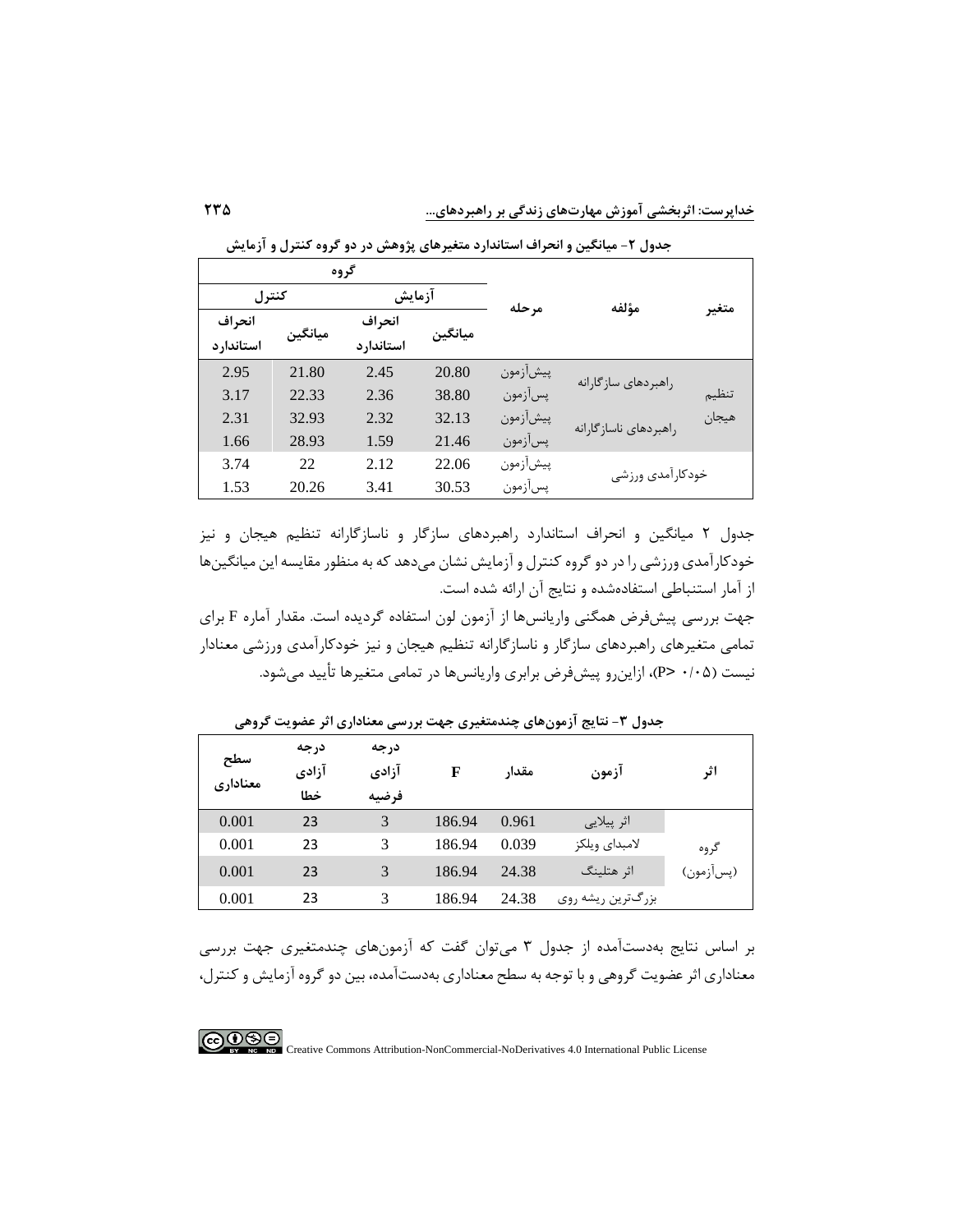**جدول ۲- میانگین و انحراف استاندارد متغیرهای پژوهش در دو گروه کنترل و آزمایش**

| متغیر | مؤلفه | مرحله | گروه | | | |
|---|---|---|---|---|---|---|
| | | | آزمایش | | کنترل | |
| | | | میانگین | انحراف استاندارد | میانگین | انحراف استاندارد |
| تنظیم هیجان | راهبردهای سازگارانه | پیش‌آزمون | 20.80 | 2.45 | 21.80 | 2.95 |
| | | پس‌آزمون | 38.80 | 2.36 | 22.33 | 3.17 |
| | راهبردهای ناسازگارانه | پیش‌آزمون | 32.13 | 2.32 | 32.93 | 2.31 |
| | | پس‌آزمون | 21.46 | 1.59 | 28.93 | 1.66 |
| خودکارآمدی ورزشی | | پیش‌آزمون | 22.06 | 2.12 | 22 | 3.74 |
| | | پس‌آزمون | 30.53 | 3.41 | 20.26 | 1.53 |

جدول ۲ میانگین و انحراف استاندارد راهبردهای سازگار و ناسازگارانه تنظیم هیجان و نیز خودکارآمدی ورزشی را در دو گروه کنترل و آزمایش نشان می‌دهد که به منظور مقایسه این میانگین‌ها از آمار استنباطی استفاده‌شده و نتایج آن ارائه شده است.

جهت بررسی پیش‌فرض همگنی واریانس‌ها از آزمون لون استفاده گردیده است. مقدار آماره F برای تمامی متغیرهای راهبردهای سازگار و ناسازگارانه تنظیم هیجان و نیز خودکارآمدی ورزشی معنادار نیست (P> ۰/۰۵)، ازاین‌رو پیش‌فرض برابری واریانس‌ها در تمامی متغیرها تأیید می‌شود.

**جدول ۳- نتایج آزمون‌های چندمتغیری جهت بررسی معناداری اثر عضویت گروهی**

| اثر | آزمون | مقدار | F | درجه آزادی فرضیه | درجه آزادی خطا | سطح معناداری |
|---|---|---|---|---|---|---|
| گروه (پس‌آزمون) | اثر پیلایی | 0.961 | 186.94 | 3 | 23 | 0.001 |
| | لامبدای ویلکز | 0.039 | 186.94 | 3 | 23 | 0.001 |
| | اثر هتلینگ | 24.38 | 186.94 | 3 | 23 | 0.001 |
| | بزرگ‌ترین ریشه روی | 24.38 | 186.94 | 3 | 23 | 0.001 |

بر اساس نتایج به‌دست‌آمده از جدول ۳ می‌توان گفت که آزمون‌های چندمتغیری جهت بررسی معناداری اثر عضویت گروهی و با توجه به سطح معناداری به‌دست‌آمده، بین دو گروه آزمایش و کنترل،

Creative Commons Attribution-NonCommercial-NoDerivatives 4.0 International Public License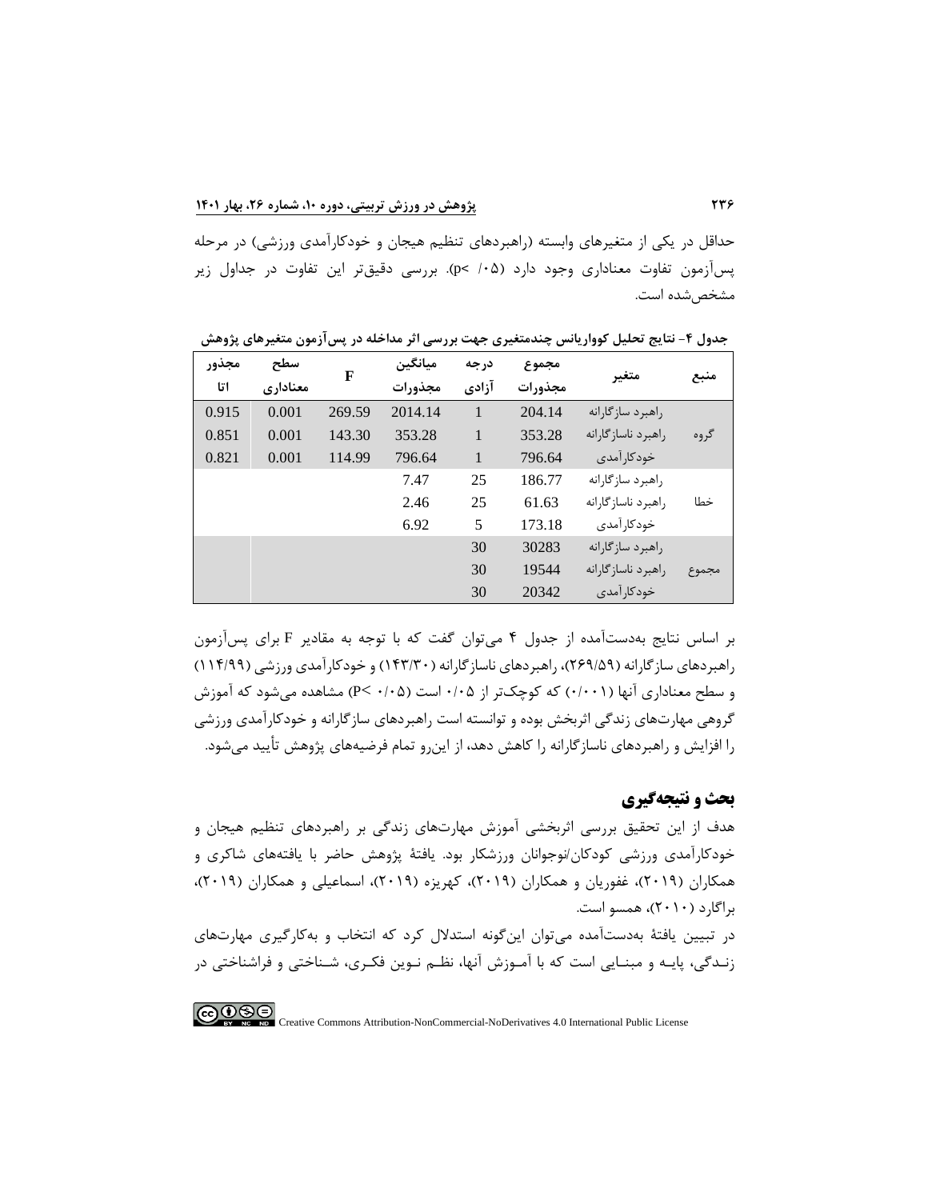حداقل در یکی از متغیرهای وابسته (راهبردهای تنظیم هیجان و خودکارآمدی ورزشی) در مرحله پس‌آزمون تفاوت معناداری وجود دارد ($p< ۰/۰۵$). بررسی دقیق‌تر این تفاوت در جداول زیر مشخص‌شده است.

**جدول ۴- نتایج تحلیل کوواریانس چندمتغیری جهت بررسی اثر مداخله در پس‌آزمون متغیرهای پژوهش**

| منبع | متغیر | مجموع مجذورات | درجه آزادی | میانگین مجذورات | F | سطح معناداری | مجذور اتا |
|---|---|---|---|---|---|---|---|
| گروه | راهبرد سازگارانه | 204.14 | 1 | 2014.14 | 269.59 | 0.001 | 0.915 |
| | راهبرد ناسازگارانه | 353.28 | 1 | 353.28 | 143.30 | 0.001 | 0.851 |
| | خودکارآمدی | 796.64 | 1 | 796.64 | 114.99 | 0.001 | 0.821 |
| خطا | راهبرد سازگارانه | 186.77 | 25 | 7.47 | | | |
| | راهبرد ناسازگارانه | 61.63 | 25 | 2.46 | | | |
| | خودکارآمدی | 173.18 | 5 | 6.92 | | | |
| مجموع | راهبرد سازگارانه | 30283 | 30 | | | | |
| | راهبرد ناسازگارانه | 19544 | 30 | | | | |
| | خودکارآمدی | 20342 | 30 | | | | |

بر اساس نتایج به‌دست‌آمده از جدول ۴ می‌توان گفت که با توجه به مقادیر F برای پس‌آزمون راهبردهای سازگارانه (۲۶۹/۵۹)، راهبردهای ناسازگارانه (۱۴۳/۳۰) و خودکارآمدی ورزشی (۱۱۴/۹۹) و سطح معناداری آنها (۰/۰۰۱) که کوچک‌تر از ۰/۰۵ است ($P< ۰/۰۵$) مشاهده می‌شود که آموزش گروهی مهارت‌های زندگی اثربخش بوده و توانسته است راهبردهای سازگارانه و خودکارآمدی ورزشی را افزایش و راهبردهای ناسازگارانه را کاهش دهد، از این‌رو تمام فرضیه‌های پژوهش تأیید می‌شود.

## بحث و نتیجه‌گیری

هدف از این تحقیق بررسی اثربخشی آموزش مهارت‌های زندگی بر راهبردهای تنظیم هیجان و خودکارآمدی ورزشی کودکان/نوجوانان ورزشکار بود. یافتهٔ پژوهش حاضر با یافته‌های شاکری و همکاران (۲۰۱۹)، غفوریان و همکاران (۲۰۱۹)، کهریزه (۲۰۱۹)، اسماعیلی و همکاران (۲۰۱۹)، براگارد (۲۰۱۰)، همسو است.

در تبیین یافتهٔ به‌دست‌آمده می‌توان این‌گونه استدلال کرد که انتخاب و به‌کارگیری مهارت‌های زندگی، پایه و مبنایی است که با آموزش آنها، نظم نوین فکری، شناختی و فراشناختی در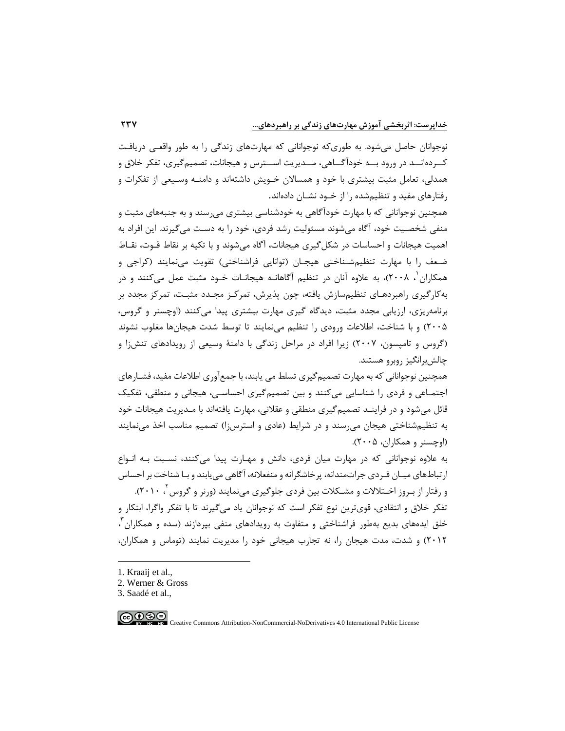نوجوانان حاصل می‌شود. به طوری‌که نوجوانانی که مهارت‌های زندگی را به طور واقعی دریافت کرده‌اند در ورود به خودآگاهی، مدیریت استرس و هیجانات، تصمیم‌گیری، تفکر خلاق و همدلی، تعامل مثبت بیشتری با خود و همسالان خویش داشته‌اند و دامنه وسیعی از تفکرات و رفتارهای مفید و تنظیم‌شده را از خود نشان داده‌اند.

همچنین نوجوانانی که با مهارت خودآگاهی به خودشناسی بیشتری می‌رسند و به جنبه‌های مثبت و منفی شخصیت خود، آگاه می‌شوند مسئولیت رشد فردی، خود را به دست می‌گیرند. این افراد به اهمیت هیجانات و احساسات در شکل‌گیری هیجانات، آگاه می‌شوند و با تکیه بر نقاط قوت، نقاط ضعف را با مهارت تنظیم‌شناختی هیجان (توانایی فراشناختی) تقویت می‌نمایند (کراجی و همکاران[1]، ۲۰۰۸)، به علاوه آنان در تنظیم آگاهانه هیجانات خود مثبت عمل می‌کنند و در به‌کارگیری راهبردهای تنظیم‌سازش یافته، چون پذیرش، تمرکز مجدد مثبت، تمرکز مجدد بر برنامه‌ریزی، ارزیابی مجدد مثبت، دیدگاه گیری مهارت بیشتری پیدا می‌کنند (اوچسنر و گروس، ۲۰۰۵) و با شناخت، اطلاعات ورودی را تنظیم می‌نمایند تا توسط شدت هیجان‌ها مغلوب نشوند (گروس و تامپسون، ۲۰۰۷) زیرا افراد در مراحل زندگی با دامنهٔ وسیعی از رویدادهای تنش‌زا و چالش‌برانگیز روبرو هستند.

همچنین نوجوانانی که به مهارت تصمیم‌گیری تسلط می یابند، با جمع‌آوری اطلاعات مفید، فشارهای اجتماعی و فردی را شناسایی می‌کنند و بین تصمیم‌گیری احساسی، هیجانی و منطقی، تفکیک قائل می‌شود و در فرایند تصمیم‌گیری منطقی و عقلانی، مهارت یافته‌اند با مدیریت هیجانات خود به تنظیم‌شناختی هیجان می‌رسند و در شرایط (عادی و استرس‌زا) تصمیم مناسب اخذ می‌نمایند (اوچسنر و همکاران، ۲۰۰۵).

به علاوه نوجوانانی که در مهارت میان فردی، دانش و مهارت پیدا می‌کنند، نسبت به انواع ارتباط‌های میان فردی جرات‌مندانه، پرخاشگرانه و منفعلانه، آگاهی می‌یابند و با شناخت بر احساس و رفتار از بروز اختلالات و مشکلات بین فردی جلوگیری می‌نمایند (ورنر و گروس[2]، ۲۰۱۰).

تفکر خلاق و انتقادی، قوی‌ترین نوع تفکر است که نوجوانان یاد می‌گیرند تا با تفکر واگرا، ابتکار و خلق ایده‌های بدیع به‌طور فراشناختی و متفاوت به رویدادهای منفی بپردازند (سده و همکاران[3]، ۲۰۱۲) و شدت، مدت هیجان را، نه تجارب هیجانی خود را مدیریت نمایند (توماس و همکاران،

---

1. Kraaij et al.,
2. Werner & Gross
3. Saadé et al.,

Creative Commons Attribution-NonCommercial-NoDerivatives 4.0 International Public License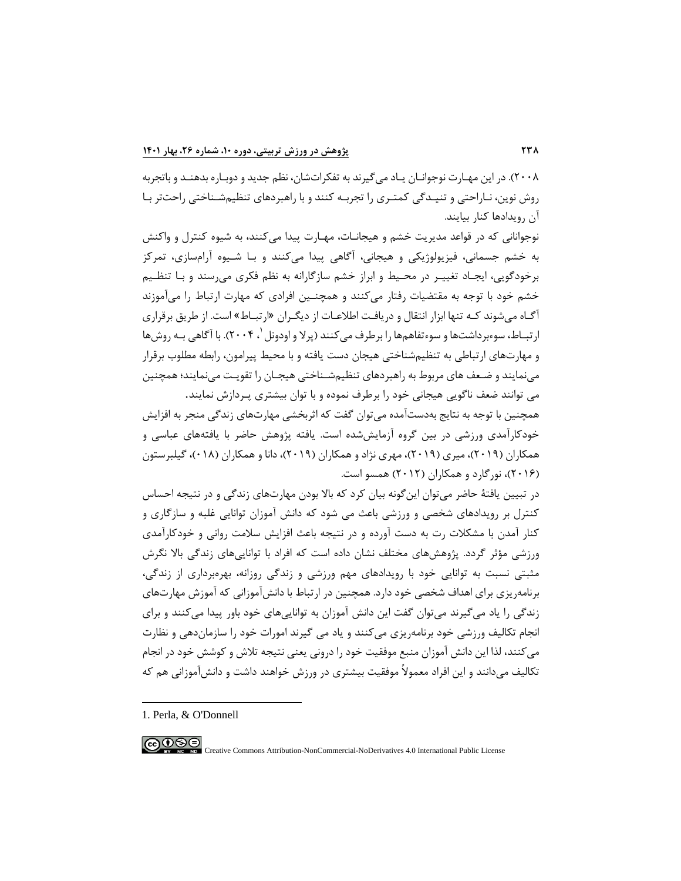۲۰۰۸). در این مهـارت نوجوانـان یـاد می‌گیرند به تفکرات‌شان، نظم جدید و دوبـاره بدهنـد و باتجربه روش نوین، نـاراحتی و تنیـدگی کمتـری را تجربـه کنند و با راهبردهای تنظیم‌شـناختی راحت‌تر بـا آن رویدادها کنار بیایند.

نوجوانانی که در قواعد مدیریت خشم و هیجانـات، مهـارت پیدا می‌کنند، به شیوه کنترل و واکنش به خشم جسمانی، فیزیولوژیکی و هیجانی، آگاهی پیدا می‌کنند و بـا شـیوه آرام‌سازی، تمرکز برخودگویی، ایجـاد تغییـر در محـیط و ابراز خشم سازگارانه به نظم فکری می‌رسند و بـا تنظـیم خشم خود با توجه به مقتضیات رفتار می‌کنند و همچنـین افرادی که مهارت ارتباط را می‌آموزند آگـاه می‌شوند کـه تنها ابزار انتقال و دریافـت اطلاعـات از دیگـران «ارتبـاط» است. از طریق برقراری ارتبـاط، سوءبرداشت‌ها و سوءتفاهم‌ها را برطرف می‌کنند (پرلا و اودونل[1]، ۲۰۰۴). با آگاهی بـه روش‌ها و مهارت‌های ارتباطی به تنظیم‌شناختی هیجان دست یافته و با محیط پیرامون، رابطه مطلوب برقرار می‌نمایند و ضـعف های مربوط به راهبردهای تنظیم‌شـناختی هیجـان را تقویـت می‌نمایند؛ همچنین می توانند ضعف ناگویی هیجانی خود را برطرف نموده و با توان بیشتری پـردازش نمایند.

همچنین با توجه به نتایج به‌دست‌آمده می‌توان گفت که اثربخشی مهارت‌های زندگی منجر به افزایش خودکارآمدی ورزشی در بین گروه آزمایش‌شده است. یافته پژوهش حاضر با یافته‌های عباسی و همکاران (۲۰۱۹)، میری (۲۰۱۹)، مهری نژاد و همکاران (۲۰۱۹)، دانا و همکاران (۰۱۸)، گیلبرستون (۲۰۱۶)، نورگارد و همکاران (۲۰۱۲) همسو است.

در تبیین یافتۀ حاضر می‌توان این‌گونه بیان کرد که بالا بودن مهارت‌های زندگی و در نتیجه احساس کنترل بر رویدادهای شخصی و ورزشی باعث می شود که دانش آموزان توانایی غلبه و سازگاری و کنار آمدن با مشکلات رت به دست آورده و در نتیجه باعث افزایش سلامت روانی و خودکارآمدی ورزشی مؤثر گردد. پژوهش‌های مختلف نشان داده است که افراد با توانایی‌های زندگی بالا نگرش مثبتی نسبت به توانایی خود با رویدادهای مهم ورزشی و زندگی روزانه، بهره‌برداری از زندگی، برنامه‌ریزی برای اهداف شخصی خود دارد. همچنین در ارتباط با دانش‌آموزانی که آموزش مهارت‌های زندگی را یاد می‌گیرند می‌توان گفت این دانش آموزان به توانایی‌های خود باور پیدا می‌کنند و برای انجام تکالیف ورزشی خود برنامه‌ریزی می‌کنند و یاد می گیرند امورات خود را سازمان‌دهی و نظارت می‌کنند، لذا این دانش آموزان منبع موفقیت خود را درونی یعنی نتیجه تلاش و کوشش خود در انجام تکالیف می‌دانند و این افراد معمولاً موفقیت بیشتری در ورزش خواهند داشت و دانش‌آموزانی هم که

---

1. Perla, & O'Donnell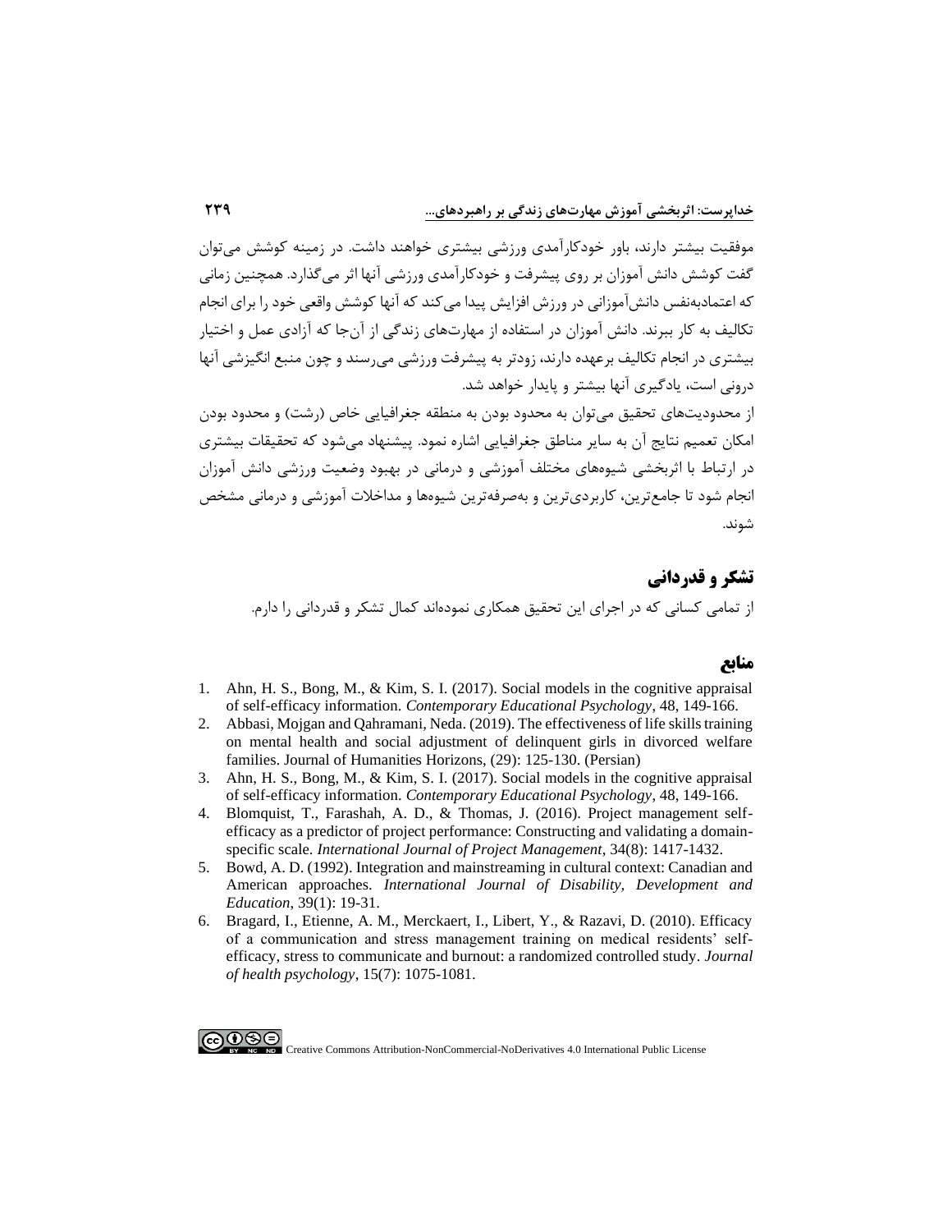موفقیت بیشتر دارند، باور خودکارآمدی ورزشی بیشتری خواهند داشت. در زمینه کوشش می‌توان گفت کوشش دانش آموزان بر روی پیشرفت و خودکارآمدی ورزشی آنها اثر می‌گذارد. همچنین زمانی که اعتمادبه‌نفس دانش‌آموزانی در ورزش افزایش پیدا می‌کند که آنها کوشش واقعی خود را برای انجام تکالیف به کار ببرند. دانش آموزان در استفاده از مهارت‌های زندگی از آن‌جا که آزادی عمل و اختیار بیشتری در انجام تکالیف برعهده دارند، زودتر به پیشرفت ورزشی می‌رسند و چون منبع انگیزشی آنها درونی است، یادگیری آنها بیشتر و پایدار خواهد شد.

از محدودیت‌های تحقیق می‌توان به محدود بودن به منطقه جغرافیایی خاص (رشت) و محدود بودن امکان تعمیم نتایج آن به سایر مناطق جغرافیایی اشاره نمود. پیشنهاد می‌شود که تحقیقات بیشتری در ارتباط با اثربخشی شیوه‌های مختلف آموزشی و درمانی در بهبود وضعیت ورزشی دانش آموزان انجام شود تا جامع‌ترین، کاربردی‌ترین و به‌صرفه‌ترین شیوه‌ها و مداخلات آموزشی و درمانی مشخص شوند.

## تشکر و قدردانی

از تمامی کسانی که در اجرای این تحقیق همکاری نموده‌اند کمال تشکر و قدردانی را دارم.

## منابع

1. Ahn, H. S., Bong, M., & Kim, S. I. (2017). Social models in the cognitive appraisal of self-efficacy information. *Contemporary Educational Psychology*, 48, 149-166.
2. Abbasi, Mojgan and Qahramani, Neda. (2019). The effectiveness of life skills training on mental health and social adjustment of delinquent girls in divorced welfare families. Journal of Humanities Horizons, (29): 125-130. (Persian)
3. Ahn, H. S., Bong, M., & Kim, S. I. (2017). Social models in the cognitive appraisal of self-efficacy information. *Contemporary Educational Psychology*, 48, 149-166.
4. Blomquist, T., Farashah, A. D., & Thomas, J. (2016). Project management self-efficacy as a predictor of project performance: Constructing and validating a domain-specific scale. *International Journal of Project Management*, 34(8): 1417-1432.
5. Bowd, A. D. (1992). Integration and mainstreaming in cultural context: Canadian and American approaches. *International Journal of Disability, Development and Education*, 39(1): 19-31.
6. Bragard, I., Etienne, A. M., Merckaert, I., Libert, Y., & Razavi, D. (2010). Efficacy of a communication and stress management training on medical residents' self-efficacy, stress to communicate and burnout: a randomized controlled study. *Journal of health psychology*, 15(7): 1075-1081.

Creative Commons Attribution-NonCommercial-NoDerivatives 4.0 International Public License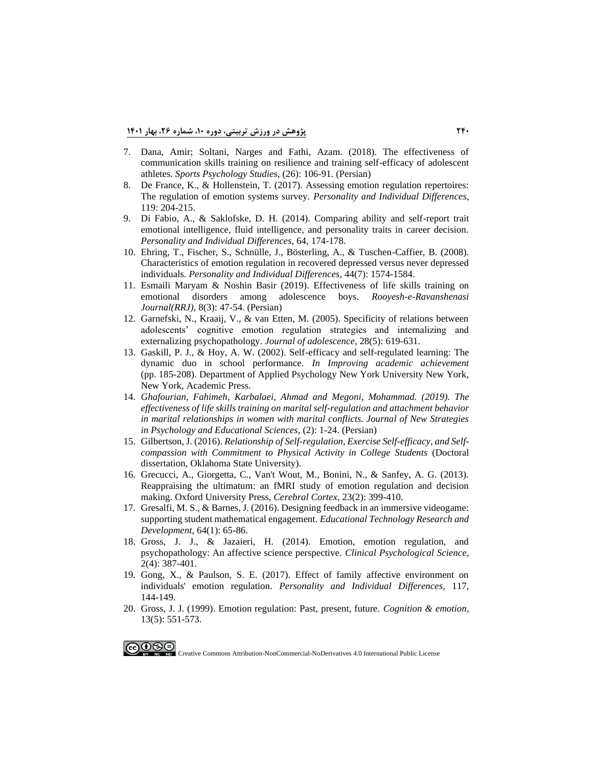7. Dana, Amir; Soltani, Narges and Fathi, Azam. (2018). The effectiveness of communication skills training on resilience and training self-efficacy of adolescent athletes. *Sports Psychology Studies*, (26): 106-91. (Persian)
8. De France, K., & Hollenstein, T. (2017). Assessing emotion regulation repertoires: The regulation of emotion systems survey. *Personality and Individual Differences*, 119: 204-215.
9. Di Fabio, A., & Saklofske, D. H. (2014). Comparing ability and self-report trait emotional intelligence, fluid intelligence, and personality traits in career decision. *Personality and Individual Differences*, 64, 174-178.
10. Ehring, T., Fischer, S., Schnülle, J., Bösterling, A., & Tuschen-Caffier, B. (2008). Characteristics of emotion regulation in recovered depressed versus never depressed individuals. *Personality and Individual Differences*, 44(7): 1574-1584.
11. Esmaili Maryam & Noshin Basir (2019). Effectiveness of life skills training on emotional disorders among adolescence boys. *Rooyesh-e-Ravanshenasi Journal(RRJ)*, 8(3): 47-54. (Persian)
12. Garnefski, N., Kraaij, V., & van Etten, M. (2005). Specificity of relations between adolescents' cognitive emotion regulation strategies and internalizing and externalizing psychopathology. *Journal of adolescence*, 28(5): 619-631.
13. Gaskill, P. J., & Hoy, A. W. (2002). Self-efficacy and self-regulated learning: The dynamic duo in school performance. *In Improving academic achievement* (pp. 185-208). Department of Applied Psychology New York University New York, New York, Academic Press.
14. *Ghafourian, Fahimeh, Karbalaei, Ahmad and Megoni, Mohammad. (2019). The effectiveness of life skills training on marital self-regulation and attachment behavior in marital relationships in women with marital conflicts. Journal of New Strategies in Psychology and Educational Sciences*, (2): 1-24. (Persian)
15. Gilbertson, J. (2016). *Relationship of Self-regulation, Exercise Self-efficacy, and Self-compassion with Commitment to Physical Activity in College Students* (Doctoral dissertation, Oklahoma State University).
16. Grecucci, A., Giorgetta, C., Van't Wout, M., Bonini, N., & Sanfey, A. G. (2013). Reappraising the ultimatum: an fMRI study of emotion regulation and decision making. Oxford University Press, *Cerebral Cortex*, 23(2): 399-410.
17. Gresalfi, M. S., & Barnes, J. (2016). Designing feedback in an immersive videogame: supporting student mathematical engagement. *Educational Technology Research and Development*, 64(1): 65-86.
18. Gross, J. J., & Jazaieri, H. (2014). Emotion, emotion regulation, and psychopathology: An affective science perspective. *Clinical Psychological Science*, 2(4): 387-401.
19. Gong, X., & Paulson, S. E. (2017). Effect of family affective environment on individuals' emotion regulation. *Personality and Individual Differences*, 117, 144-149.
20. Gross, J. J. (1999). Emotion regulation: Past, present, future. *Cognition & emotion*, 13(5): 551-573.

Creative Commons Attribution-NonCommercial-NoDerivatives 4.0 International Public License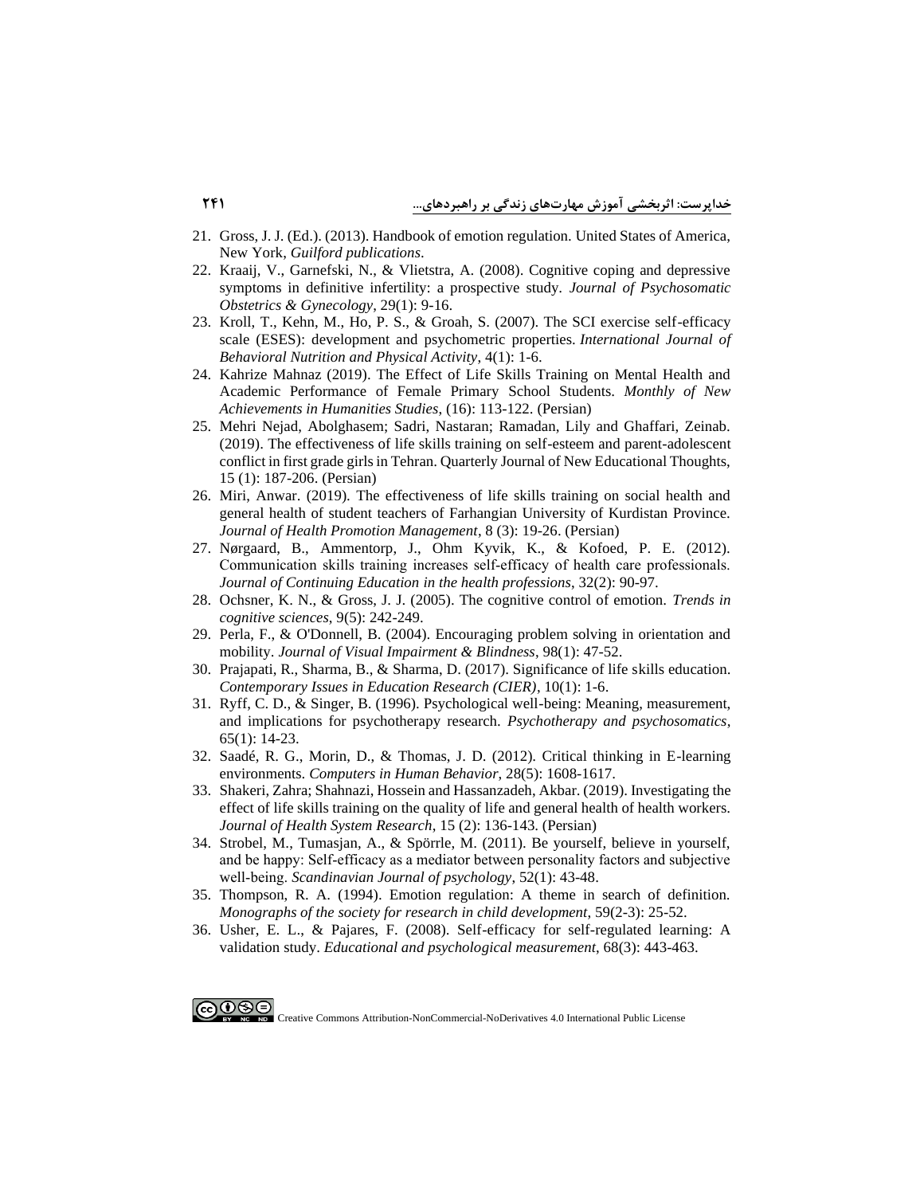21. Gross, J. J. (Ed.). (2013). Handbook of emotion regulation. United States of America, New York, *Guilford publications*.
22. Kraaij, V., Garnefski, N., & Vlietstra, A. (2008). Cognitive coping and depressive symptoms in definitive infertility: a prospective study. *Journal of Psychosomatic Obstetrics & Gynecology*, 29(1): 9-16.
23. Kroll, T., Kehn, M., Ho, P. S., & Groah, S. (2007). The SCI exercise self-efficacy scale (ESES): development and psychometric properties. *International Journal of Behavioral Nutrition and Physical Activity*, 4(1): 1-6.
24. Kahrize Mahnaz (2019). The Effect of Life Skills Training on Mental Health and Academic Performance of Female Primary School Students. *Monthly of New Achievements in Humanities Studies*, (16): 113-122. (Persian)
25. Mehri Nejad, Abolghasem; Sadri, Nastaran; Ramadan, Lily and Ghaffari, Zeinab. (2019). The effectiveness of life skills training on self-esteem and parent-adolescent conflict in first grade girls in Tehran. Quarterly Journal of New Educational Thoughts, 15 (1): 187-206. (Persian)
26. Miri, Anwar. (2019). The effectiveness of life skills training on social health and general health of student teachers of Farhangian University of Kurdistan Province. *Journal of Health Promotion Management*, 8 (3): 19-26. (Persian)
27. Nørgaard, B., Ammentorp, J., Ohm Kyvik, K., & Kofoed, P. E. (2012). Communication skills training increases self-efficacy of health care professionals. *Journal of Continuing Education in the health professions*, 32(2): 90-97.
28. Ochsner, K. N., & Gross, J. J. (2005). The cognitive control of emotion. *Trends in cognitive sciences*, 9(5): 242-249.
29. Perla, F., & O'Donnell, B. (2004). Encouraging problem solving in orientation and mobility. *Journal of Visual Impairment & Blindness*, 98(1): 47-52.
30. Prajapati, R., Sharma, B., & Sharma, D. (2017). Significance of life skills education. *Contemporary Issues in Education Research (CIER)*, 10(1): 1-6.
31. Ryff, C. D., & Singer, B. (1996). Psychological well-being: Meaning, measurement, and implications for psychotherapy research. *Psychotherapy and psychosomatics*, 65(1): 14-23.
32. Saadé, R. G., Morin, D., & Thomas, J. D. (2012). Critical thinking in E-learning environments. *Computers in Human Behavior*, 28(5): 1608-1617.
33. Shakeri, Zahra; Shahnazi, Hossein and Hassanzadeh, Akbar. (2019). Investigating the effect of life skills training on the quality of life and general health of health workers. *Journal of Health System Research*, 15 (2): 136-143. (Persian)
34. Strobel, M., Tumasjan, A., & Spörrle, M. (2011). Be yourself, believe in yourself, and be happy: Self-efficacy as a mediator between personality factors and subjective well-being. *Scandinavian Journal of psychology*, 52(1): 43-48.
35. Thompson, R. A. (1994). Emotion regulation: A theme in search of definition. *Monographs of the society for research in child development*, 59(2-3): 25-52.
36. Usher, E. L., & Pajares, F. (2008). Self-efficacy for self-regulated learning: A validation study. *Educational and psychological measurement*, 68(3): 443-463.

Creative Commons Attribution-NonCommercial-NoDerivatives 4.0 International Public License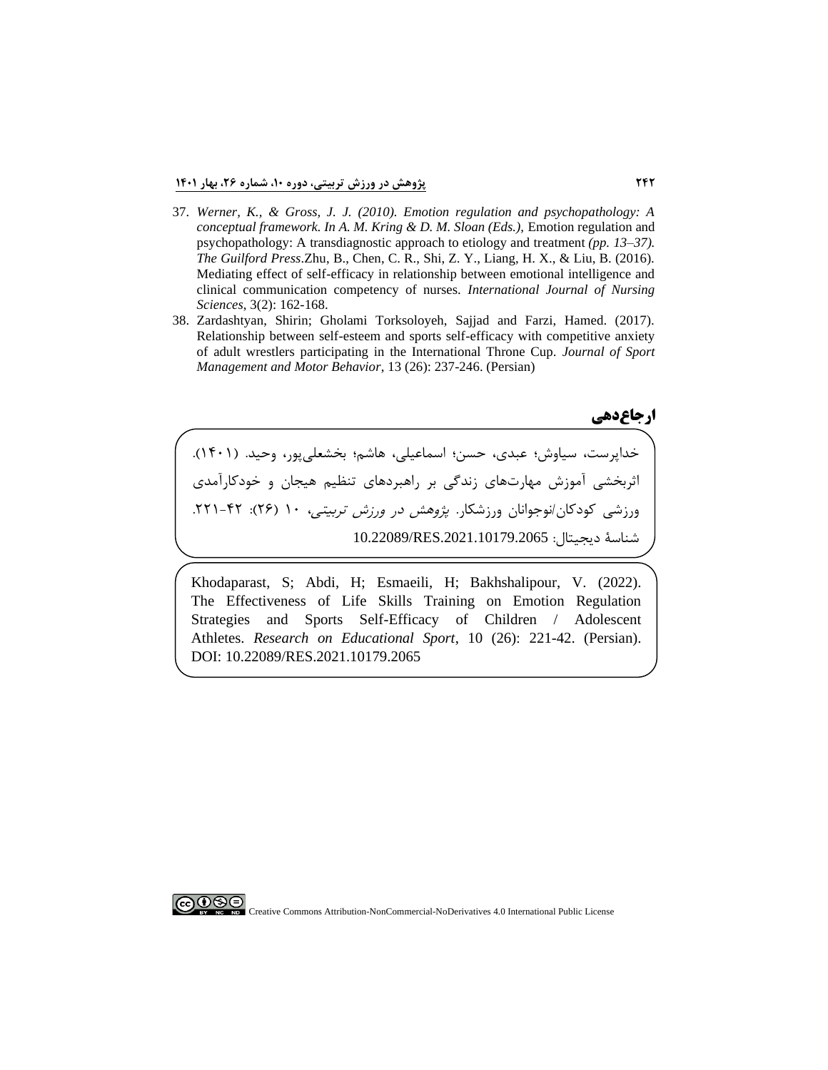37. *Werner, K., & Gross, J. J. (2010). Emotion regulation and psychopathology: A conceptual framework. In A. M. Kring & D. M. Sloan (Eds.),* Emotion regulation and psychopathology: A transdiagnostic approach to etiology and treatment *(pp. 13–37). The Guilford Press*.Zhu, B., Chen, C. R., Shi, Z. Y., Liang, H. X., & Liu, B. (2016). Mediating effect of self-efficacy in relationship between emotional intelligence and clinical communication competency of nurses. *International Journal of Nursing Sciences*, 3(2): 162-168.
38. Zardashtyan, Shirin; Gholami Torksoloyeh, Sajjad and Farzi, Hamed. (2017). Relationship between self-esteem and sports self-efficacy with competitive anxiety of adult wrestlers participating in the International Throne Cup. *Journal of Sport Management and Motor Behavior*, 13 (26): 237-246. (Persian)

## ارجاع‌دهی

خداپرست، سیاوش؛ عبدی، حسن؛ اسماعیلی، هاشم؛ بخشعلی‌پور، وحید. (۱۴۰۱). اثربخشی آموزش مهارت‌های زندگی بر راهبردهای تنظیم هیجان و خودکارآمدی ورزشی کودکان/نوجوانان ورزشکار. *پژوهش در ورزش تربیتی*، ۱۰ (۲۶): ۴۲-۲۲۱.
شناسهٔ دیجیتال: 10.22089/RES.2021.10179.2065

Khodaparast, S; Abdi, H; Esmaeili, H; Bakhshalipour, V. (2022). The Effectiveness of Life Skills Training on Emotion Regulation Strategies and Sports Self-Efficacy of Children / Adolescent Athletes. *Research on Educational Sport*, 10 (26): 221-42. (Persian). DOI: 10.22089/RES.2021.10179.2065

Creative Commons Attribution-NonCommercial-NoDerivatives 4.0 International Public License